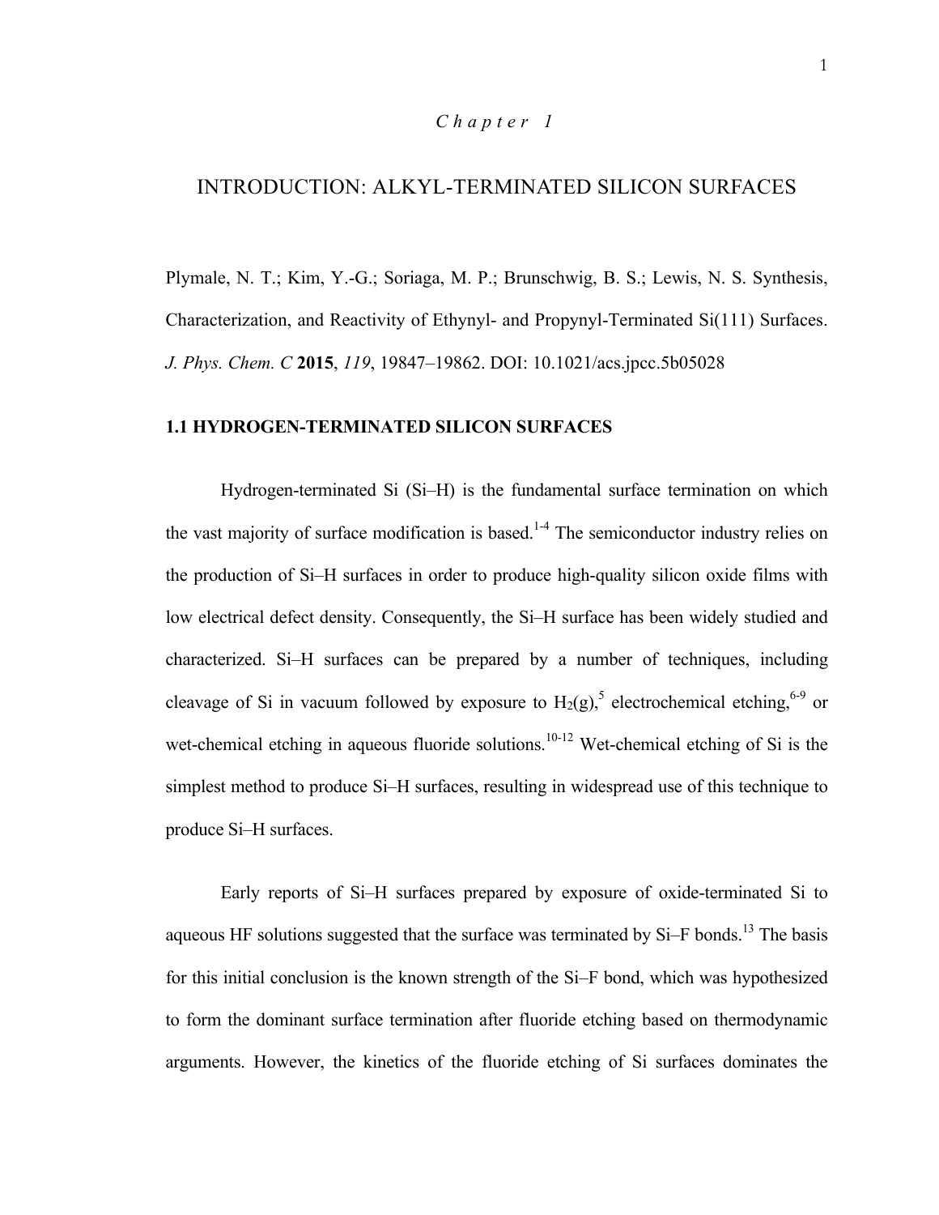*C h a p t e r 1*

# INTRODUCTION: ALKYL-TERMINATED SILICON SURFACES

Plymale, N. T.; Kim, Y.-G.; Soriaga, M. P.; Brunschwig, B. S.; Lewis, N. S. Synthesis, Characterization, and Reactivity of Ethynyl- and Propynyl-Terminated Si(111) Surfaces. *J. Phys. Chem. C* **2015**, *119*, 19847–19862. DOI: 10.1021/acs.jpcc.5b05028

## 1.1 HYDROGEN-TERMINATED SILICON SURFACES

Hydrogen-terminated Si (Si–H) is the fundamental surface termination on which the vast majority of surface modification is based.[1-4] The semiconductor industry relies on the production of Si–H surfaces in order to produce high-quality silicon oxide films with low electrical defect density. Consequently, the Si–H surface has been widely studied and characterized. Si–H surfaces can be prepared by a number of techniques, including cleavage of Si in vacuum followed by exposure to $H_2$(g),[5] electrochemical etching,[6-9] or wet-chemical etching in aqueous fluoride solutions.[10-12] Wet-chemical etching of Si is the simplest method to produce Si–H surfaces, resulting in widespread use of this technique to produce Si–H surfaces.

Early reports of Si–H surfaces prepared by exposure of oxide-terminated Si to aqueous HF solutions suggested that the surface was terminated by Si–F bonds.[13] The basis for this initial conclusion is the known strength of the Si–F bond, which was hypothesized to form the dominant surface termination after fluoride etching based on thermodynamic arguments. However, the kinetics of the fluoride etching of Si surfaces dominates the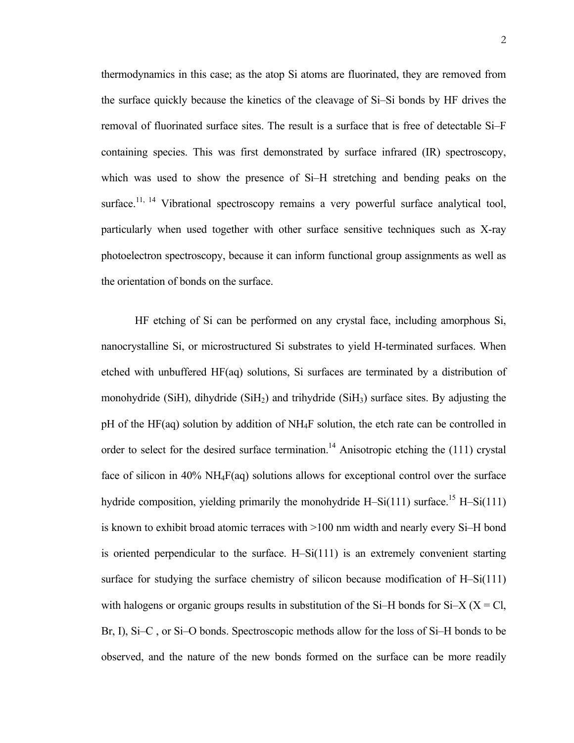thermodynamics in this case; as the atop Si atoms are fluorinated, they are removed from the surface quickly because the kinetics of the cleavage of Si–Si bonds by HF drives the removal of fluorinated surface sites. The result is a surface that is free of detectable Si–F containing species. This was first demonstrated by surface infrared (IR) spectroscopy, which was used to show the presence of Si–H stretching and bending peaks on the surface.[11, 14] Vibrational spectroscopy remains a very powerful surface analytical tool, particularly when used together with other surface sensitive techniques such as X-ray photoelectron spectroscopy, because it can inform functional group assignments as well as the orientation of bonds on the surface.

HF etching of Si can be performed on any crystal face, including amorphous Si, nanocrystalline Si, or microstructured Si substrates to yield H-terminated surfaces. When etched with unbuffered HF(aq) solutions, Si surfaces are terminated by a distribution of monohydride (SiH), dihydride ($SiH_2$) and trihydride ($SiH_3$) surface sites. By adjusting the pH of the HF(aq) solution by addition of $NH_4F$ solution, the etch rate can be controlled in order to select for the desired surface termination.[14] Anisotropic etching the (111) crystal face of silicon in 40% $NH_4F$(aq) solutions allows for exceptional control over the surface hydride composition, yielding primarily the monohydride H–Si(111) surface.[15] H–Si(111) is known to exhibit broad atomic terraces with >100 nm width and nearly every Si–H bond is oriented perpendicular to the surface. H–Si(111) is an extremely convenient starting surface for studying the surface chemistry of silicon because modification of H–Si(111) with halogens or organic groups results in substitution of the Si–H bonds for Si–X (X = Cl, Br, I), Si–C , or Si–O bonds. Spectroscopic methods allow for the loss of Si–H bonds to be observed, and the nature of the new bonds formed on the surface can be more readily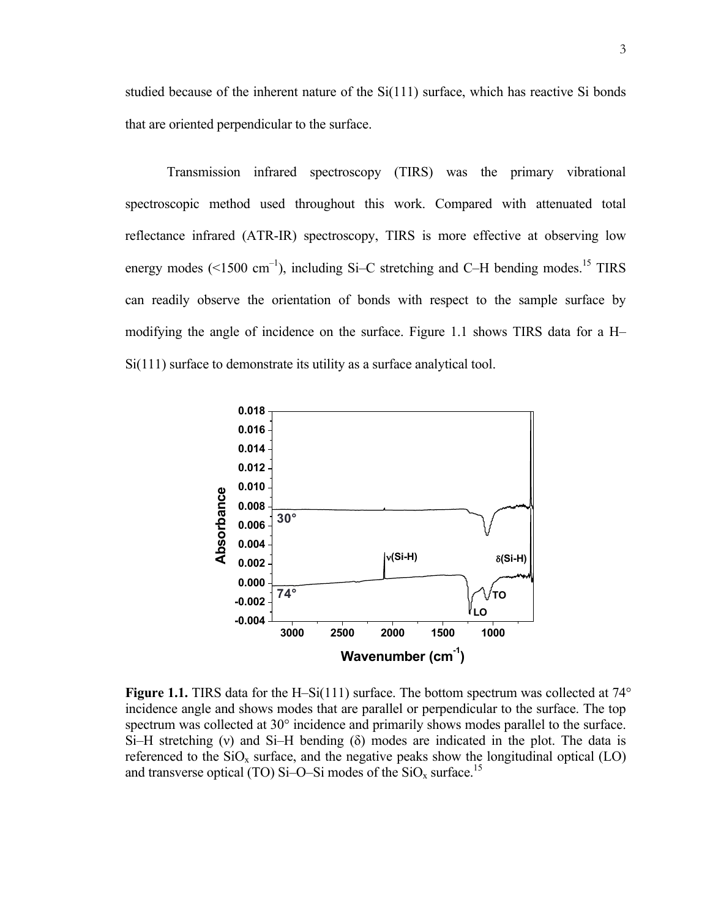studied because of the inherent nature of the Si(111) surface, which has reactive Si bonds that are oriented perpendicular to the surface.

Transmission infrared spectroscopy (TIRS) was the primary vibrational spectroscopic method used throughout this work. Compared with attenuated total reflectance infrared (ATR-IR) spectroscopy, TIRS is more effective at observing low energy modes (<1500 $cm^{-1}$), including Si–C stretching and C–H bending modes.[15] TIRS can readily observe the orientation of bonds with respect to the sample surface by modifying the angle of incidence on the surface. Figure 1.1 shows TIRS data for a H–Si(111) surface to demonstrate its utility as a surface analytical tool.

**Figure 1.1.** TIRS data for the H–Si(111) surface. The bottom spectrum was collected at 74° incidence angle and shows modes that are parallel or perpendicular to the surface. The top spectrum was collected at 30° incidence and primarily shows modes parallel to the surface. Si–H stretching (ν) and Si–H bending (δ) modes are indicated in the plot. The data is referenced to the $SiO_x$ surface, and the negative peaks show the longitudinal optical (LO) and transverse optical (TO) Si–O–Si modes of the $SiO_x$ surface.[15]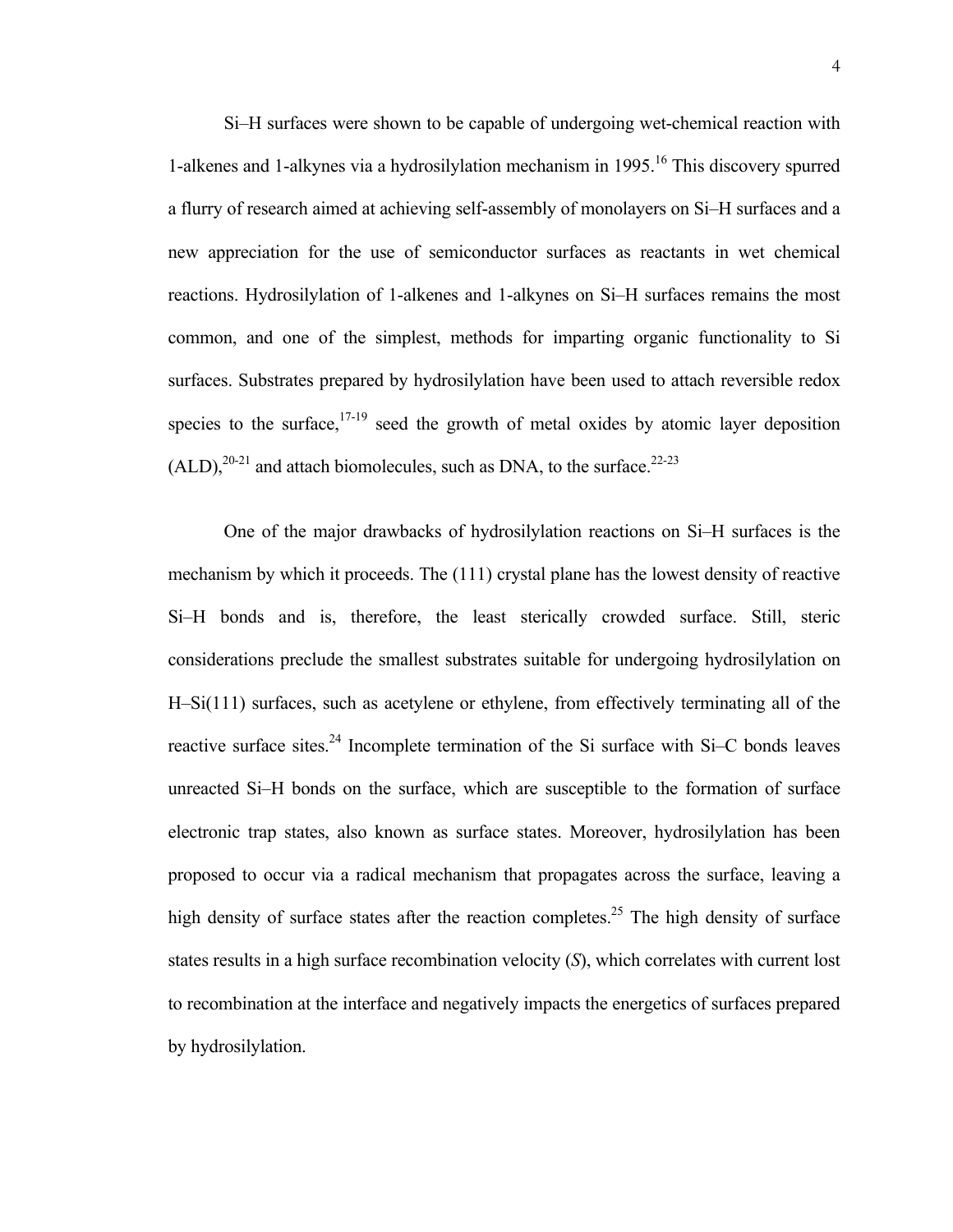Si–H surfaces were shown to be capable of undergoing wet-chemical reaction with 1-alkenes and 1-alkynes via a hydrosilylation mechanism in 1995.[16] This discovery spurred a flurry of research aimed at achieving self-assembly of monolayers on Si–H surfaces and a new appreciation for the use of semiconductor surfaces as reactants in wet chemical reactions. Hydrosilylation of 1-alkenes and 1-alkynes on Si–H surfaces remains the most common, and one of the simplest, methods for imparting organic functionality to Si surfaces. Substrates prepared by hydrosilylation have been used to attach reversible redox species to the surface,[17-19] seed the growth of metal oxides by atomic layer deposition (ALD),[20-21] and attach biomolecules, such as DNA, to the surface.[22-23]

One of the major drawbacks of hydrosilylation reactions on Si–H surfaces is the mechanism by which it proceeds. The (111) crystal plane has the lowest density of reactive Si–H bonds and is, therefore, the least sterically crowded surface. Still, steric considerations preclude the smallest substrates suitable for undergoing hydrosilylation on H–Si(111) surfaces, such as acetylene or ethylene, from effectively terminating all of the reactive surface sites.[24] Incomplete termination of the Si surface with Si–C bonds leaves unreacted Si–H bonds on the surface, which are susceptible to the formation of surface electronic trap states, also known as surface states. Moreover, hydrosilylation has been proposed to occur via a radical mechanism that propagates across the surface, leaving a high density of surface states after the reaction completes.[25] The high density of surface states results in a high surface recombination velocity ($S$), which correlates with current lost to recombination at the interface and negatively impacts the energetics of surfaces prepared by hydrosilylation.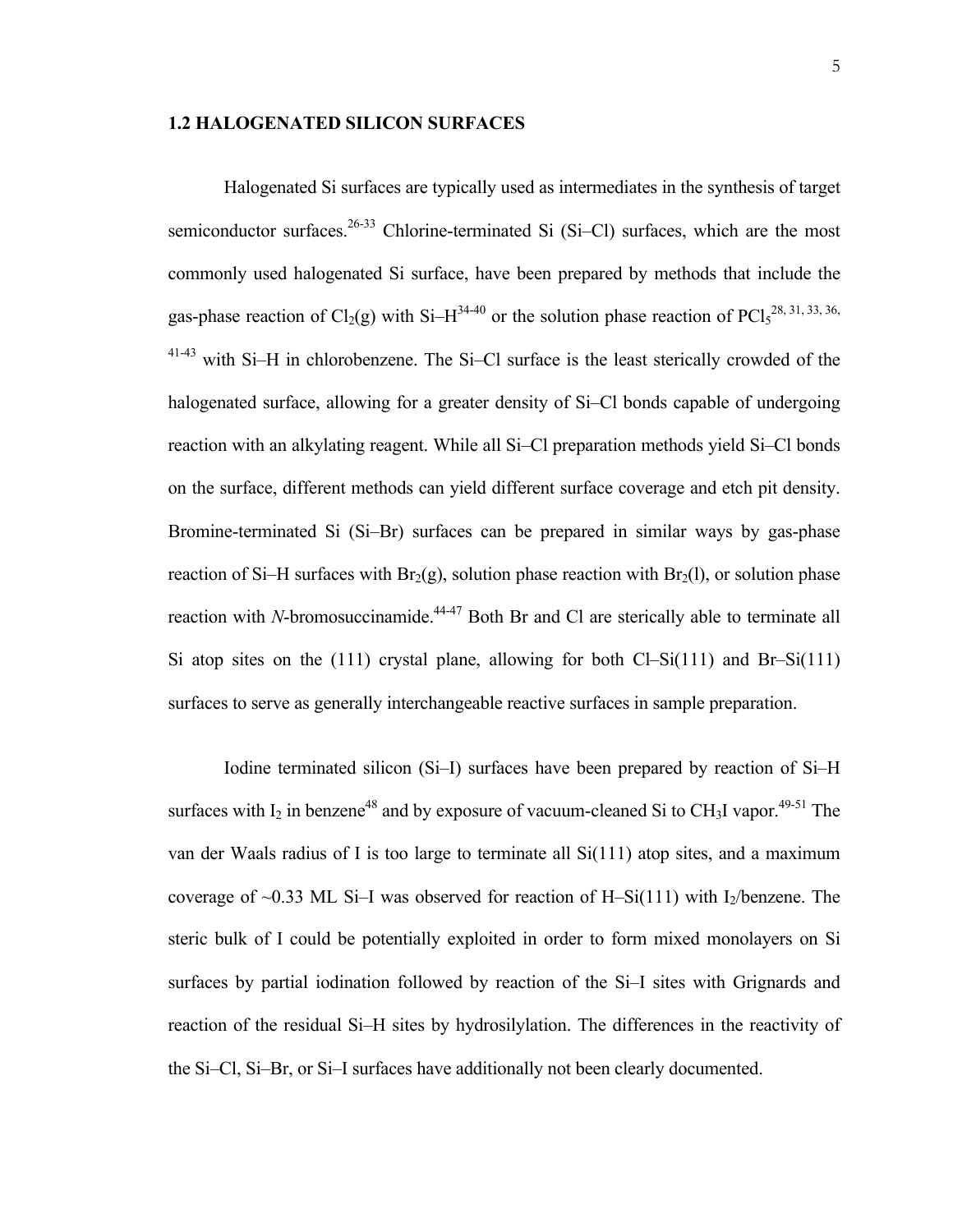## 1.2 HALOGENATED SILICON SURFACES

Halogenated Si surfaces are typically used as intermediates in the synthesis of target semiconductor surfaces.[26-33] Chlorine-terminated Si (Si–Cl) surfaces, which are the most commonly used halogenated Si surface, have been prepared by methods that include the gas-phase reaction of $Cl_2$(g) with Si–H[34-40] or the solution phase reaction of $PCl_5$[28, 31, 33, 36, 41-43] with Si–H in chlorobenzene. The Si–Cl surface is the least sterically crowded of the halogenated surface, allowing for a greater density of Si–Cl bonds capable of undergoing reaction with an alkylating reagent. While all Si–Cl preparation methods yield Si–Cl bonds on the surface, different methods can yield different surface coverage and etch pit density. Bromine-terminated Si (Si–Br) surfaces can be prepared in similar ways by gas-phase reaction of Si–H surfaces with $Br_2$(g), solution phase reaction with $Br_2$(l), or solution phase reaction with *N*-bromosuccinamide.[44-47] Both Br and Cl are sterically able to terminate all Si atop sites on the (111) crystal plane, allowing for both Cl–Si(111) and Br–Si(111) surfaces to serve as generally interchangeable reactive surfaces in sample preparation.

Iodine terminated silicon (Si–I) surfaces have been prepared by reaction of Si–H surfaces with $I_2$ in benzene[48] and by exposure of vacuum-cleaned Si to $CH_3I$ vapor.[49-51] The van der Waals radius of I is too large to terminate all Si(111) atop sites, and a maximum coverage of ~0.33 ML Si–I was observed for reaction of H–Si(111) with $I_2$/benzene. The steric bulk of I could be potentially exploited in order to form mixed monolayers on Si surfaces by partial iodination followed by reaction of the Si–I sites with Grignards and reaction of the residual Si–H sites by hydrosilylation. The differences in the reactivity of the Si–Cl, Si–Br, or Si–I surfaces have additionally not been clearly documented.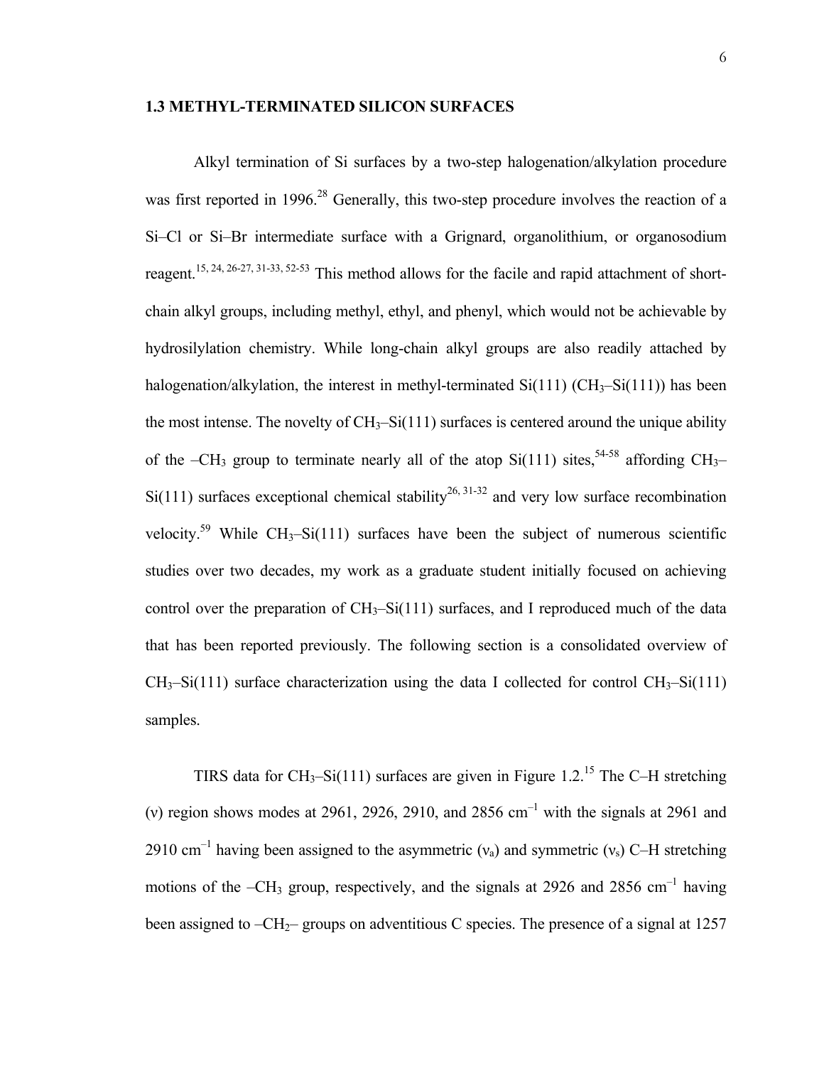### 1.3 METHYL-TERMINATED SILICON SURFACES

Alkyl termination of Si surfaces by a two-step halogenation/alkylation procedure was first reported in 1996.[28] Generally, this two-step procedure involves the reaction of a Si–Cl or Si–Br intermediate surface with a Grignard, organolithium, or organosodium reagent.[15, 24, 26-27, 31-33, 52-53] This method allows for the facile and rapid attachment of short-chain alkyl groups, including methyl, ethyl, and phenyl, which would not be achievable by hydrosilylation chemistry. While long-chain alkyl groups are also readily attached by halogenation/alkylation, the interest in methyl-terminated Si(111) ($CH_3$–Si(111)) has been the most intense. The novelty of $CH_3$–Si(111) surfaces is centered around the unique ability of the –$CH_3$ group to terminate nearly all of the atop Si(111) sites,[54-58] affording $CH_3$–Si(111) surfaces exceptional chemical stability[26, 31-32] and very low surface recombination velocity.[59] While $CH_3$–Si(111) surfaces have been the subject of numerous scientific studies over two decades, my work as a graduate student initially focused on achieving control over the preparation of $CH_3$–Si(111) surfaces, and I reproduced much of the data that has been reported previously. The following section is a consolidated overview of $CH_3$–Si(111) surface characterization using the data I collected for control $CH_3$–Si(111) samples.

TIRS data for $CH_3$–Si(111) surfaces are given in Figure 1.2.[15] The C–H stretching ($\nu$) region shows modes at 2961, 2926, 2910, and 2856 cm$^{-1}$ with the signals at 2961 and 2910 cm$^{-1}$ having been assigned to the asymmetric ($\nu_a$) and symmetric ($\nu_s$) C–H stretching motions of the –$CH_3$ group, respectively, and the signals at 2926 and 2856 cm$^{-1}$ having been assigned to –$CH_2$– groups on adventitious C species. The presence of a signal at 1257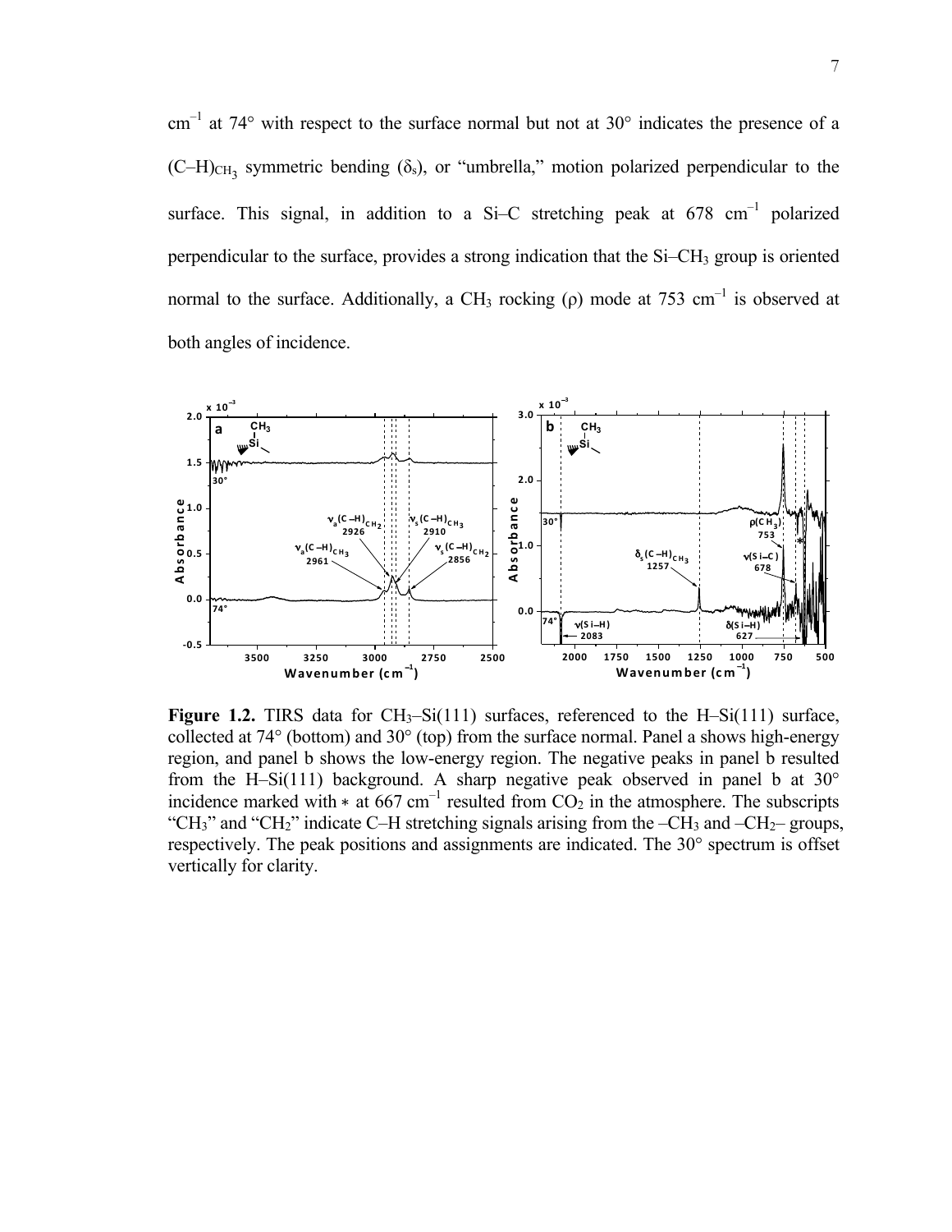cm$^{-1}$ at 74° with respect to the surface normal but not at 30° indicates the presence of a $(C–H)_{CH_3}$ symmetric bending ($\delta_s$), or "umbrella," motion polarized perpendicular to the surface. This signal, in addition to a Si–C stretching peak at 678 cm$^{-1}$ polarized perpendicular to the surface, provides a strong indication that the Si–$CH_3$ group is oriented normal to the surface. Additionally, a $CH_3$ rocking ($\rho$) mode at 753 cm$^{-1}$ is observed at both angles of incidence.

**Figure 1.2.** TIRS data for $CH_3$–Si(111) surfaces, referenced to the H–Si(111) surface, collected at 74° (bottom) and 30° (top) from the surface normal. Panel a shows high-energy region, and panel b shows the low-energy region. The negative peaks in panel b resulted from the H–Si(111) background. A sharp negative peak observed in panel b at 30° incidence marked with ∗ at 667 cm$^{-1}$ resulted from $CO_2$ in the atmosphere. The subscripts "$CH_3$" and "$CH_2$" indicate C–H stretching signals arising from the –$CH_3$ and –$CH_2$– groups, respectively. The peak positions and assignments are indicated. The 30° spectrum is offset vertically for clarity.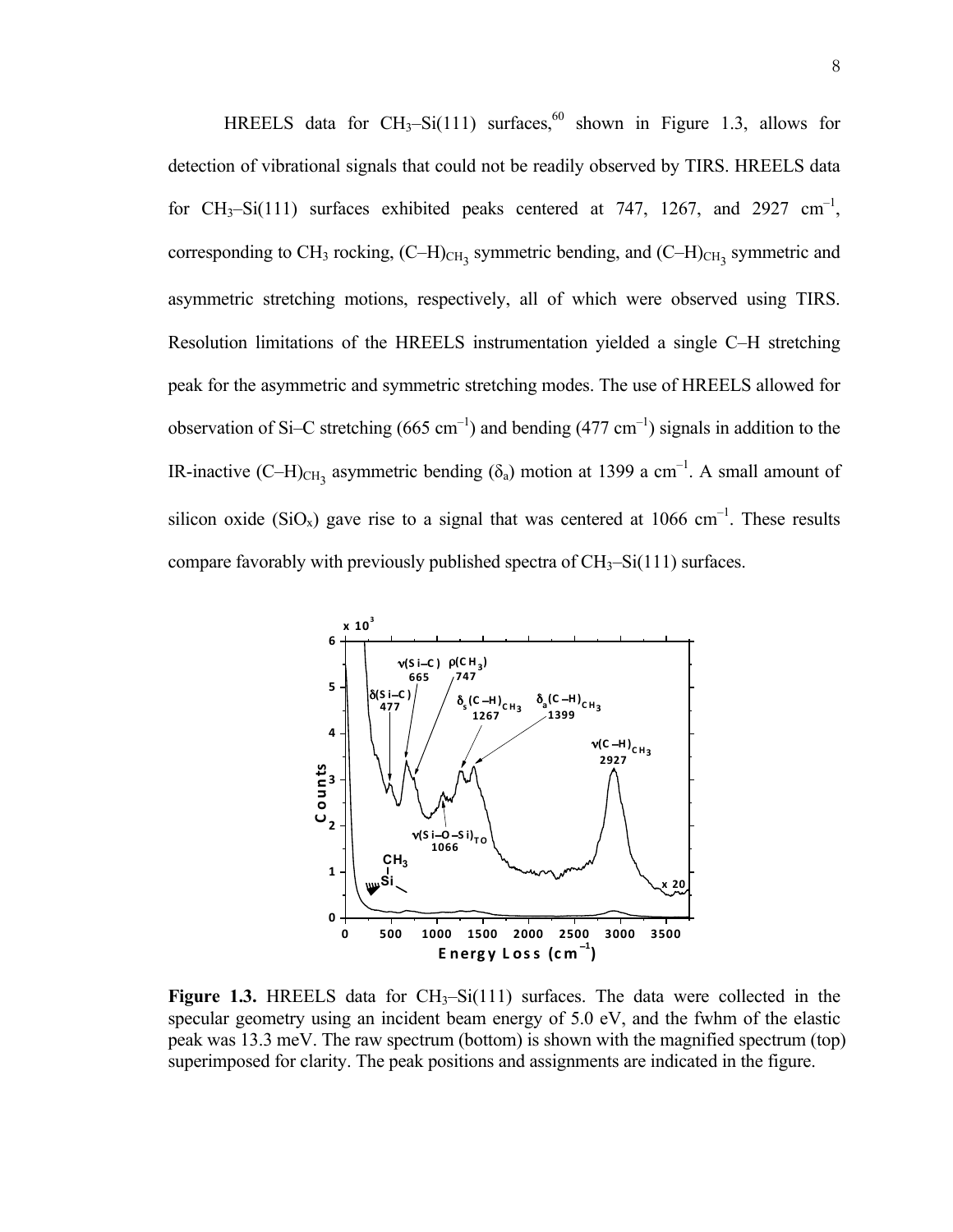HREELS data for $CH_3$–Si(111) surfaces,[60] shown in Figure 1.3, allows for detection of vibrational signals that could not be readily observed by TIRS. HREELS data for $CH_3$–Si(111) surfaces exhibited peaks centered at 747, 1267, and 2927 $cm^{-1}$, corresponding to $CH_3$ rocking, $(C–H)_{CH_3}$ symmetric bending, and $(C–H)_{CH_3}$ symmetric and asymmetric stretching motions, respectively, all of which were observed using TIRS. Resolution limitations of the HREELS instrumentation yielded a single C–H stretching peak for the asymmetric and symmetric stretching modes. The use of HREELS allowed for observation of Si–C stretching (665 $cm^{-1}$) and bending (477 $cm^{-1}$) signals in addition to the IR-inactive $(C–H)_{CH_3}$ asymmetric bending ($\delta_a$) motion at 1399 a $cm^{-1}$. A small amount of silicon oxide ($SiO_x$) gave rise to a signal that was centered at 1066 $cm^{-1}$. These results compare favorably with previously published spectra of $CH_3$–Si(111) surfaces.

**Figure 1.3.** HREELS data for $CH_3$–Si(111) surfaces. The data were collected in the specular geometry using an incident beam energy of 5.0 eV, and the fwhm of the elastic peak was 13.3 meV. The raw spectrum (bottom) is shown with the magnified spectrum (top) superimposed for clarity. The peak positions and assignments are indicated in the figure.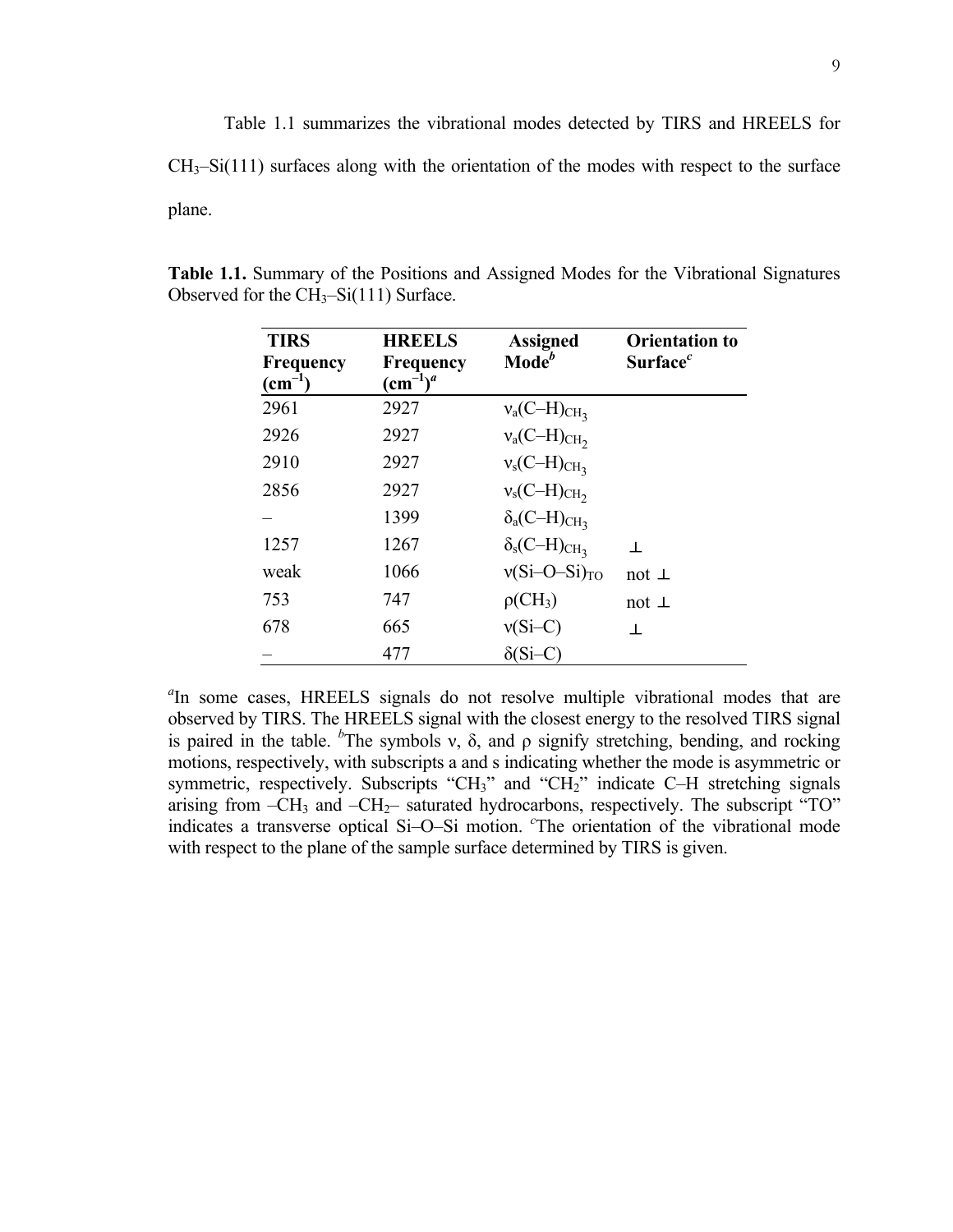Table 1.1 summarizes the vibrational modes detected by TIRS and HREELS for $CH_3$–Si(111) surfaces along with the orientation of the modes with respect to the surface plane.

**Table 1.1.** Summary of the Positions and Assigned Modes for the Vibrational Signatures Observed for the $CH_3$–Si(111) Surface.

| **TIRS Frequency ($cm^{-1}$)** | **HREELS Frequency ($cm^{-1}$)[a]** | **Assigned Mode[b]** | **Orientation to Surface[c]** |
|---|---|---|---|
| 2961 | 2927 | $\nu_a(C–H)_{CH_3}$ | |
| 2926 | 2927 | $\nu_a(C–H)_{CH_2}$ | |
| 2910 | 2927 | $\nu_s(C–H)_{CH_3}$ | |
| 2856 | 2927 | $\nu_s(C–H)_{CH_2}$ | |
| – | 1399 | $\delta_a(C–H)_{CH_3}$ | |
| 1257 | 1267 | $\delta_s(C–H)_{CH_3}$ | $\perp$ |
| weak | 1066 | $\nu(Si–O–Si)_{TO}$ | not $\perp$ |
| 753 | 747 | $\rho(CH_3)$ | not $\perp$ |
| 678 | 665 | $\nu$(Si–C) | $\perp$ |
| – | 477 | $\delta$(Si–C) | |

[a]In some cases, HREELS signals do not resolve multiple vibrational modes that are observed by TIRS. The HREELS signal with the closest energy to the resolved TIRS signal is paired in the table. [b]The symbols $\nu$, $\delta$, and $\rho$ signify stretching, bending, and rocking motions, respectively, with subscripts a and s indicating whether the mode is asymmetric or symmetric, respectively. Subscripts "$CH_3$" and "$CH_2$" indicate C–H stretching signals arising from –$CH_3$ and –$CH_2$– saturated hydrocarbons, respectively. The subscript "TO" indicates a transverse optical Si–O–Si motion. [c]The orientation of the vibrational mode with respect to the plane of the sample surface determined by TIRS is given.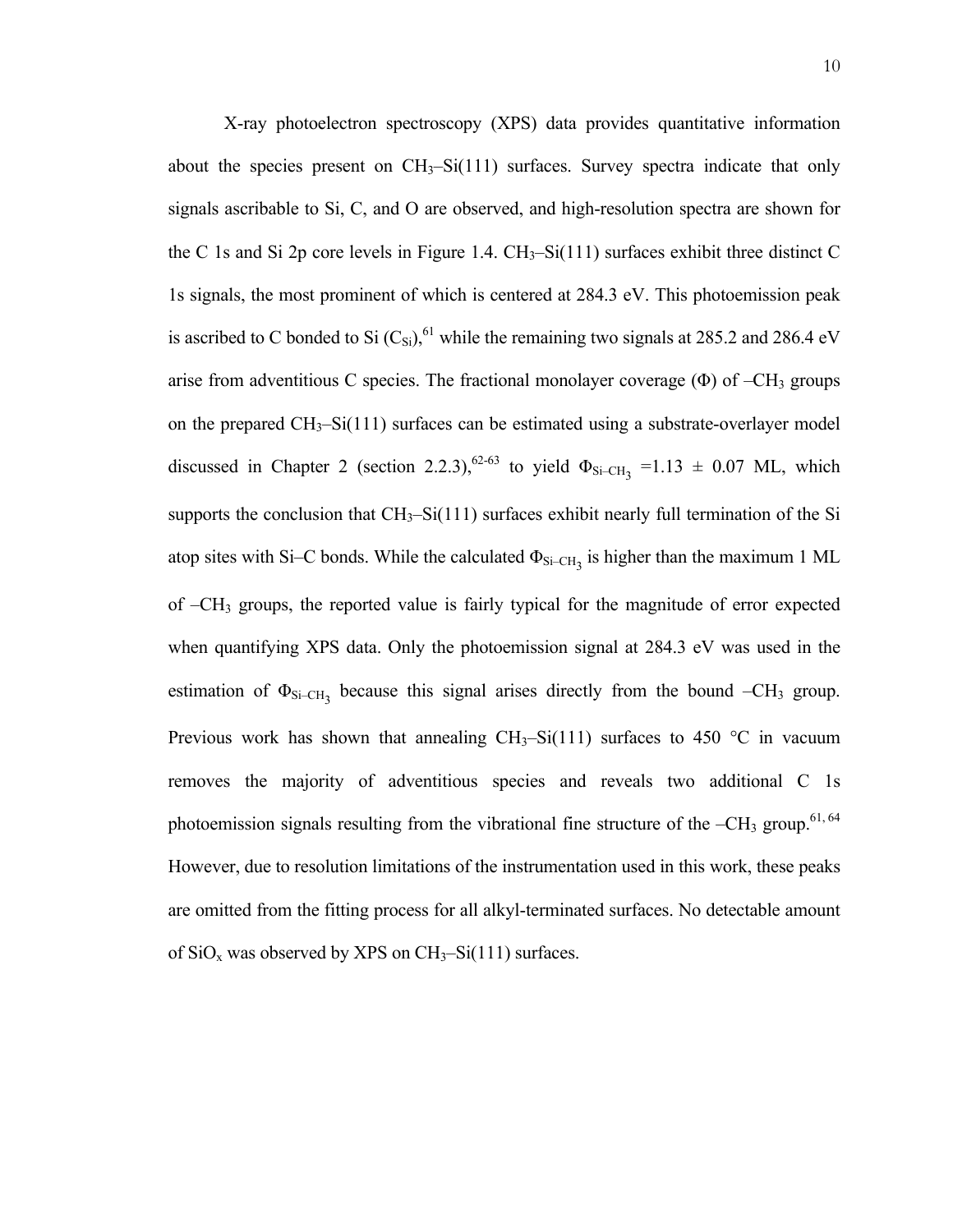X-ray photoelectron spectroscopy (XPS) data provides quantitative information about the species present on $CH_3$–Si(111) surfaces. Survey spectra indicate that only signals ascribable to Si, C, and O are observed, and high-resolution spectra are shown for the C 1s and Si 2p core levels in Figure 1.4. $CH_3$–Si(111) surfaces exhibit three distinct C 1s signals, the most prominent of which is centered at 284.3 eV. This photoemission peak is ascribed to C bonded to Si ($C_{Si}$),[61] while the remaining two signals at 285.2 and 286.4 eV arise from adventitious C species. The fractional monolayer coverage ($\Phi$) of $–CH_3$ groups on the prepared $CH_3$–Si(111) surfaces can be estimated using a substrate-overlayer model discussed in Chapter 2 (section 2.2.3),[62-63] to yield $\Phi_{Si–CH_3}$ =1.13 ± 0.07 ML, which supports the conclusion that $CH_3$–Si(111) surfaces exhibit nearly full termination of the Si atop sites with Si–C bonds. While the calculated $\Phi_{Si–CH_3}$ is higher than the maximum 1 ML of $–CH_3$ groups, the reported value is fairly typical for the magnitude of error expected when quantifying XPS data. Only the photoemission signal at 284.3 eV was used in the estimation of $\Phi_{Si–CH_3}$ because this signal arises directly from the bound $–CH_3$ group. Previous work has shown that annealing $CH_3$–Si(111) surfaces to 450 °C in vacuum removes the majority of adventitious species and reveals two additional C 1s photoemission signals resulting from the vibrational fine structure of the $–CH_3$ group.[61, 64] However, due to resolution limitations of the instrumentation used in this work, these peaks are omitted from the fitting process for all alkyl-terminated surfaces. No detectable amount of $SiO_x$ was observed by XPS on $CH_3$–Si(111) surfaces.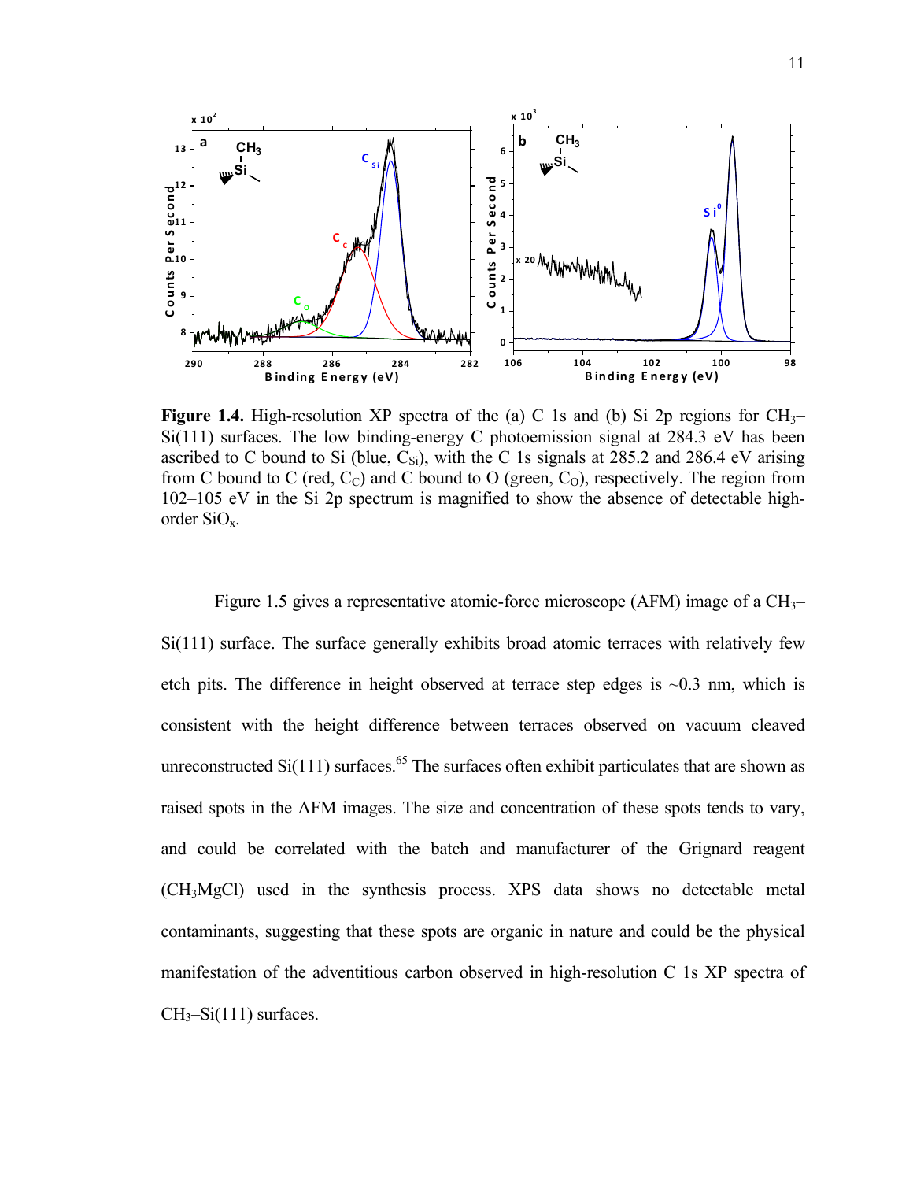**Figure 1.4.** High-resolution XP spectra of the (a) C 1s and (b) Si 2p regions for $CH_3$–Si(111) surfaces. The low binding-energy C photoemission signal at 284.3 eV has been ascribed to C bound to Si (blue, $C_{Si}$), with the C 1s signals at 285.2 and 286.4 eV arising from C bound to C (red, $C_C$) and C bound to O (green, $C_O$), respectively. The region from 102–105 eV in the Si 2p spectrum is magnified to show the absence of detectable high-order $SiO_x$.

Figure 1.5 gives a representative atomic-force microscope (AFM) image of a $CH_3$–Si(111) surface. The surface generally exhibits broad atomic terraces with relatively few etch pits. The difference in height observed at terrace step edges is ~0.3 nm, which is consistent with the height difference between terraces observed on vacuum cleaved unreconstructed Si(111) surfaces.[65] The surfaces often exhibit particulates that are shown as raised spots in the AFM images. The size and concentration of these spots tends to vary, and could be correlated with the batch and manufacturer of the Grignard reagent ($CH_3MgCl$) used in the synthesis process. XPS data shows no detectable metal contaminants, suggesting that these spots are organic in nature and could be the physical manifestation of the adventitious carbon observed in high-resolution C 1s XP spectra of $CH_3$–Si(111) surfaces.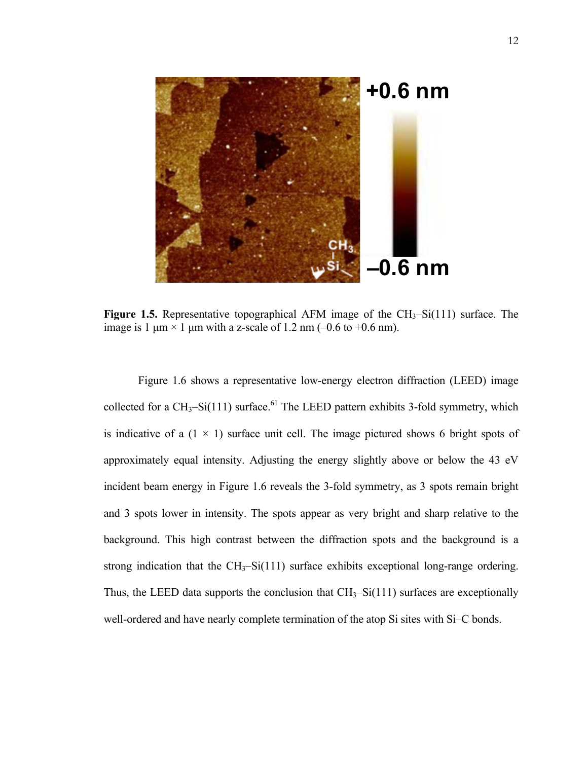**Figure 1.5.** Representative topographical AFM image of the $CH_3$–Si(111) surface. The image is 1 μm × 1 μm with a z-scale of 1.2 nm (–0.6 to +0.6 nm).

Figure 1.6 shows a representative low-energy electron diffraction (LEED) image collected for a $CH_3$–Si(111) surface.[61] The LEED pattern exhibits 3-fold symmetry, which is indicative of a (1 × 1) surface unit cell. The image pictured shows 6 bright spots of approximately equal intensity. Adjusting the energy slightly above or below the 43 eV incident beam energy in Figure 1.6 reveals the 3-fold symmetry, as 3 spots remain bright and 3 spots lower in intensity. The spots appear as very bright and sharp relative to the background. This high contrast between the diffraction spots and the background is a strong indication that the $CH_3$–Si(111) surface exhibits exceptional long-range ordering. Thus, the LEED data supports the conclusion that $CH_3$–Si(111) surfaces are exceptionally well-ordered and have nearly complete termination of the atop Si sites with Si–C bonds.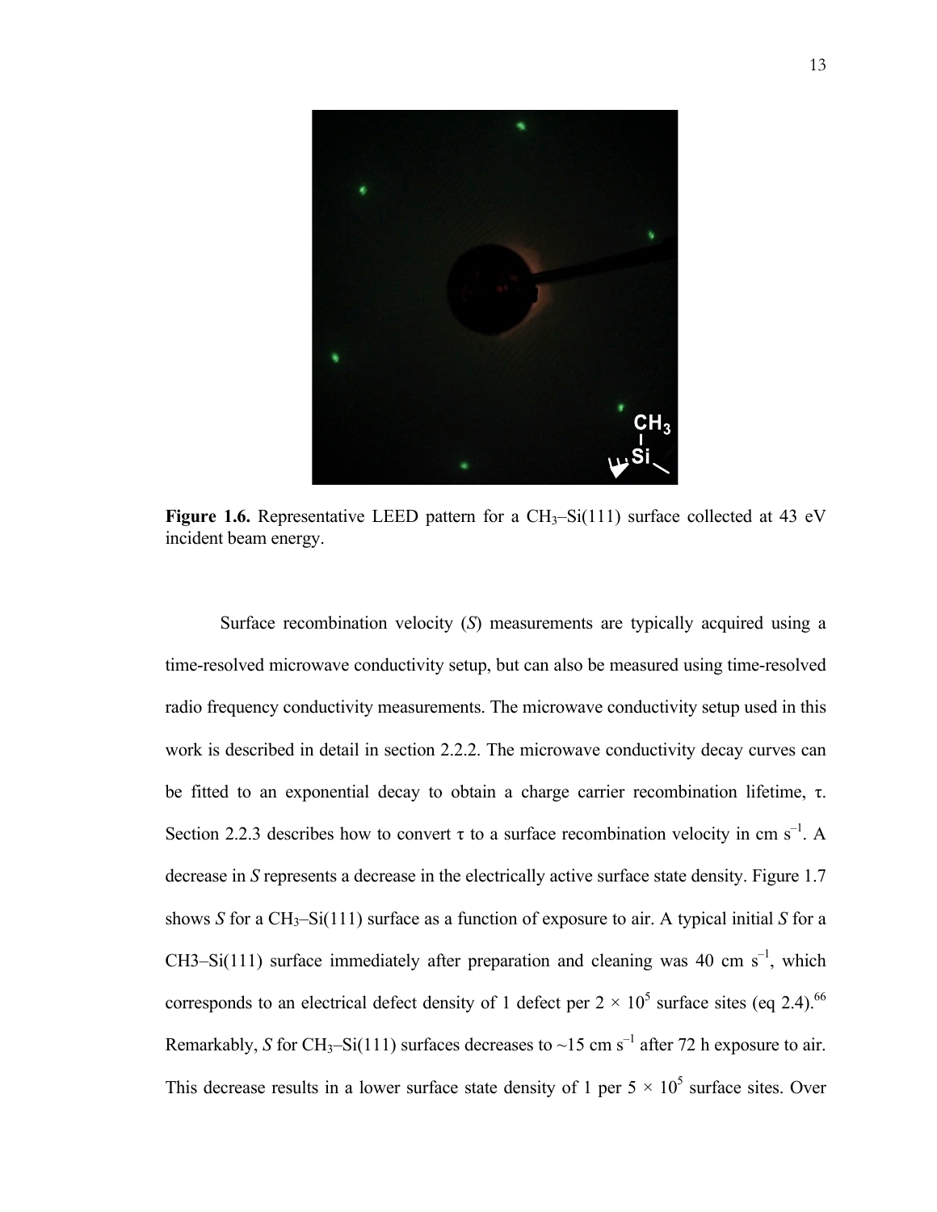**Figure 1.6.** Representative LEED pattern for a $CH_3$–Si(111) surface collected at 43 eV incident beam energy.

Surface recombination velocity ($S$) measurements are typically acquired using a time-resolved microwave conductivity setup, but can also be measured using time-resolved radio frequency conductivity measurements. The microwave conductivity setup used in this work is described in detail in section 2.2.2. The microwave conductivity decay curves can be fitted to an exponential decay to obtain a charge carrier recombination lifetime, $\tau$. Section 2.2.3 describes how to convert $\tau$ to a surface recombination velocity in cm $s^{-1}$. A decrease in $S$ represents a decrease in the electrically active surface state density. Figure 1.7 shows $S$ for a $CH_3$–Si(111) surface as a function of exposure to air. A typical initial $S$ for a CH3–Si(111) surface immediately after preparation and cleaning was 40 cm $s^{-1}$, which corresponds to an electrical defect density of 1 defect per $2 \times 10^5$ surface sites (eq 2.4).[66] Remarkably, $S$ for $CH_3$–Si(111) surfaces decreases to ~15 cm $s^{-1}$ after 72 h exposure to air. This decrease results in a lower surface state density of 1 per $5 \times 10^5$ surface sites. Over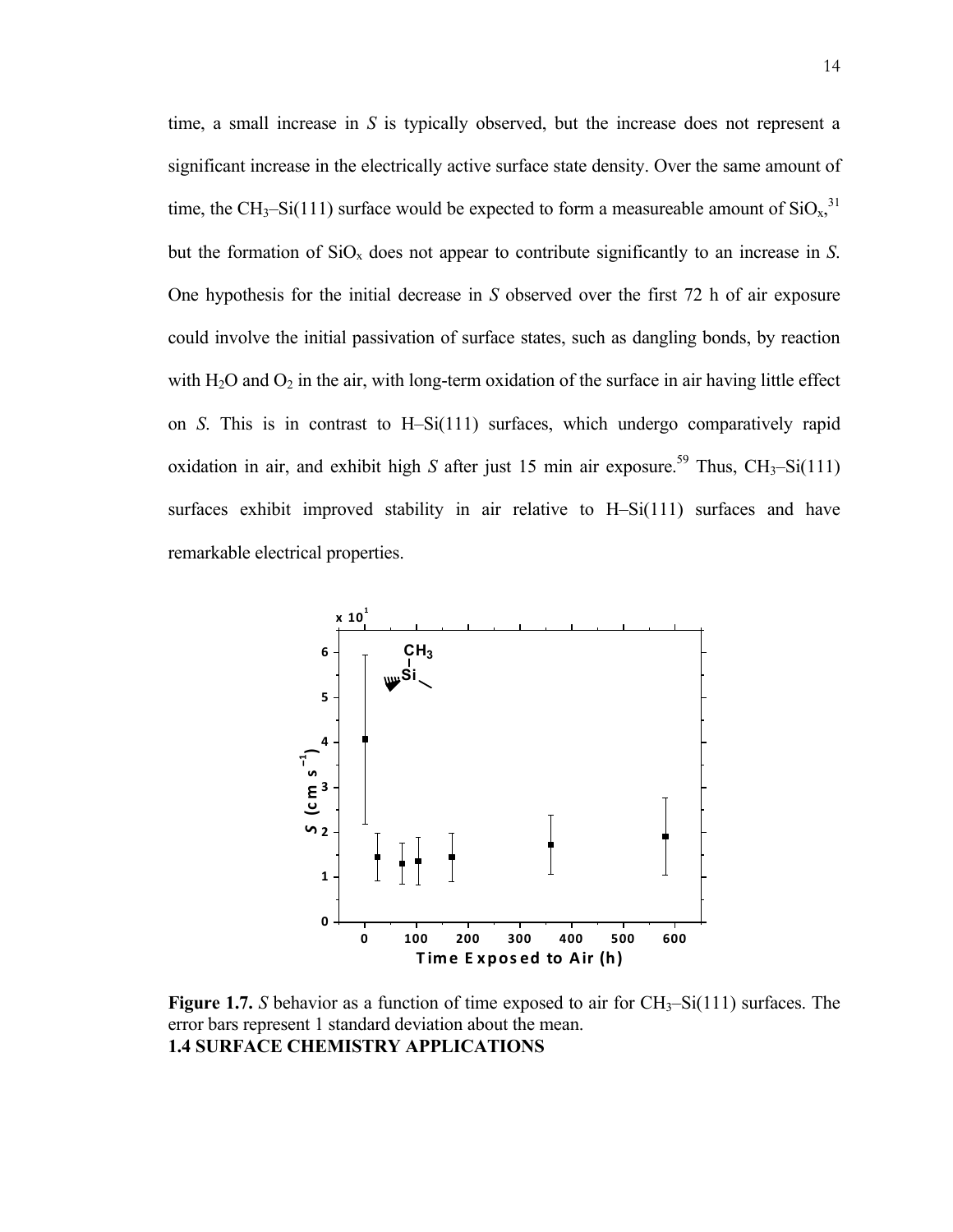time, a small increase in *S* is typically observed, but the increase does not represent a significant increase in the electrically active surface state density. Over the same amount of time, the $CH_3$–Si(111) surface would be expected to form a measureable amount of $SiO_x$,[31] but the formation of $SiO_x$ does not appear to contribute significantly to an increase in *S*. One hypothesis for the initial decrease in *S* observed over the first 72 h of air exposure could involve the initial passivation of surface states, such as dangling bonds, by reaction with $H_2O$ and $O_2$ in the air, with long-term oxidation of the surface in air having little effect on *S*. This is in contrast to H–Si(111) surfaces, which undergo comparatively rapid oxidation in air, and exhibit high *S* after just 15 min air exposure.[59] Thus, $CH_3$–Si(111) surfaces exhibit improved stability in air relative to H–Si(111) surfaces and have remarkable electrical properties.

**Figure 1.7.** *S* behavior as a function of time exposed to air for $CH_3$–Si(111) surfaces. The error bars represent 1 standard deviation about the mean.

## 1.4 SURFACE CHEMISTRY APPLICATIONS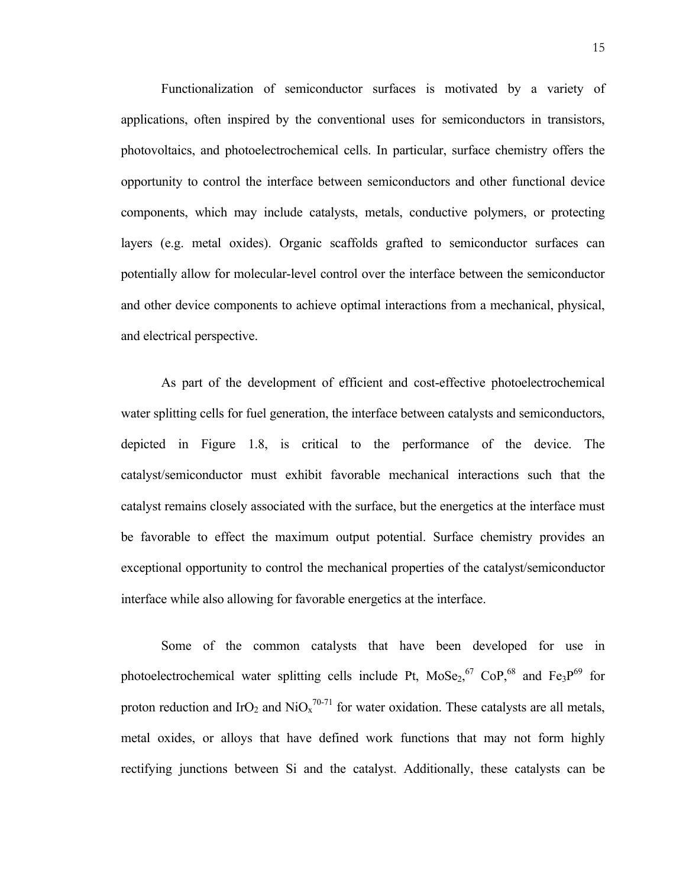Functionalization of semiconductor surfaces is motivated by a variety of applications, often inspired by the conventional uses for semiconductors in transistors, photovoltaics, and photoelectrochemical cells. In particular, surface chemistry offers the opportunity to control the interface between semiconductors and other functional device components, which may include catalysts, metals, conductive polymers, or protecting layers (e.g. metal oxides). Organic scaffolds grafted to semiconductor surfaces can potentially allow for molecular-level control over the interface between the semiconductor and other device components to achieve optimal interactions from a mechanical, physical, and electrical perspective.

As part of the development of efficient and cost-effective photoelectrochemical water splitting cells for fuel generation, the interface between catalysts and semiconductors, depicted in Figure 1.8, is critical to the performance of the device. The catalyst/semiconductor must exhibit favorable mechanical interactions such that the catalyst remains closely associated with the surface, but the energetics at the interface must be favorable to effect the maximum output potential. Surface chemistry provides an exceptional opportunity to control the mechanical properties of the catalyst/semiconductor interface while also allowing for favorable energetics at the interface.

Some of the common catalysts that have been developed for use in photoelectrochemical water splitting cells include Pt, $MoSe_2$,[67] CoP,[68] and $Fe_3P$[69] for proton reduction and $IrO_2$ and $NiO_x$[70-71] for water oxidation. These catalysts are all metals, metal oxides, or alloys that have defined work functions that may not form highly rectifying junctions between Si and the catalyst. Additionally, these catalysts can be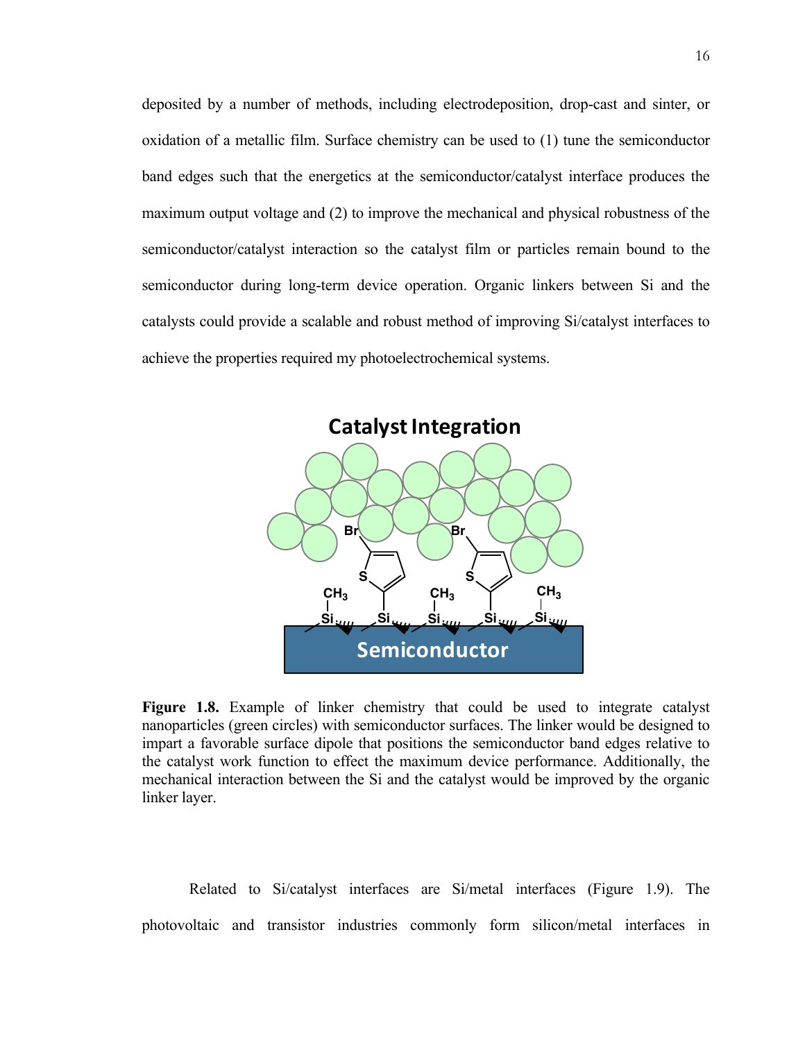deposited by a number of methods, including electrodeposition, drop-cast and sinter, or oxidation of a metallic film. Surface chemistry can be used to (1) tune the semiconductor band edges such that the energetics at the semiconductor/catalyst interface produces the maximum output voltage and (2) to improve the mechanical and physical robustness of the semiconductor/catalyst interaction so the catalyst film or particles remain bound to the semiconductor during long-term device operation. Organic linkers between Si and the catalysts could provide a scalable and robust method of improving Si/catalyst interfaces to achieve the properties required my photoelectrochemical systems.

**Figure 1.8.** Example of linker chemistry that could be used to integrate catalyst nanoparticles (green circles) with semiconductor surfaces. The linker would be designed to impart a favorable surface dipole that positions the semiconductor band edges relative to the catalyst work function to effect the maximum device performance. Additionally, the mechanical interaction between the Si and the catalyst would be improved by the organic linker layer.

Related to Si/catalyst interfaces are Si/metal interfaces (Figure 1.9). The photovoltaic and transistor industries commonly form silicon/metal interfaces in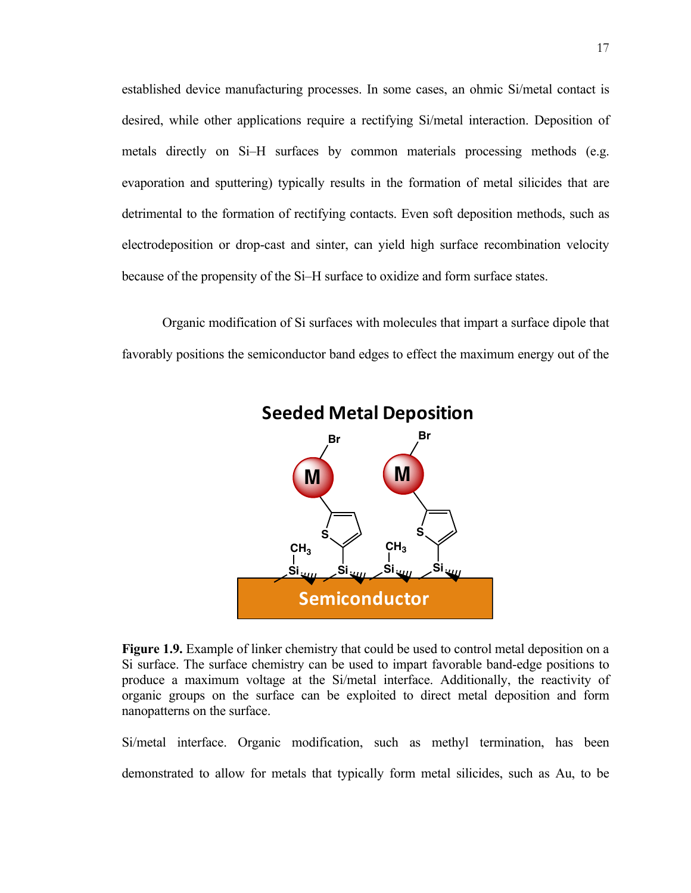established device manufacturing processes. In some cases, an ohmic Si/metal contact is desired, while other applications require a rectifying Si/metal interaction. Deposition of metals directly on Si–H surfaces by common materials processing methods (e.g. evaporation and sputtering) typically results in the formation of metal silicides that are detrimental to the formation of rectifying contacts. Even soft deposition methods, such as electrodeposition or drop-cast and sinter, can yield high surface recombination velocity because of the propensity of the Si–H surface to oxidize and form surface states.

Organic modification of Si surfaces with molecules that impart a surface dipole that favorably positions the semiconductor band edges to effect the maximum energy out of the

**Figure 1.9.** Example of linker chemistry that could be used to control metal deposition on a Si surface. The surface chemistry can be used to impart favorable band-edge positions to produce a maximum voltage at the Si/metal interface. Additionally, the reactivity of organic groups on the surface can be exploited to direct metal deposition and form nanopatterns on the surface.

Si/metal interface. Organic modification, such as methyl termination, has been demonstrated to allow for metals that typically form metal silicides, such as Au, to be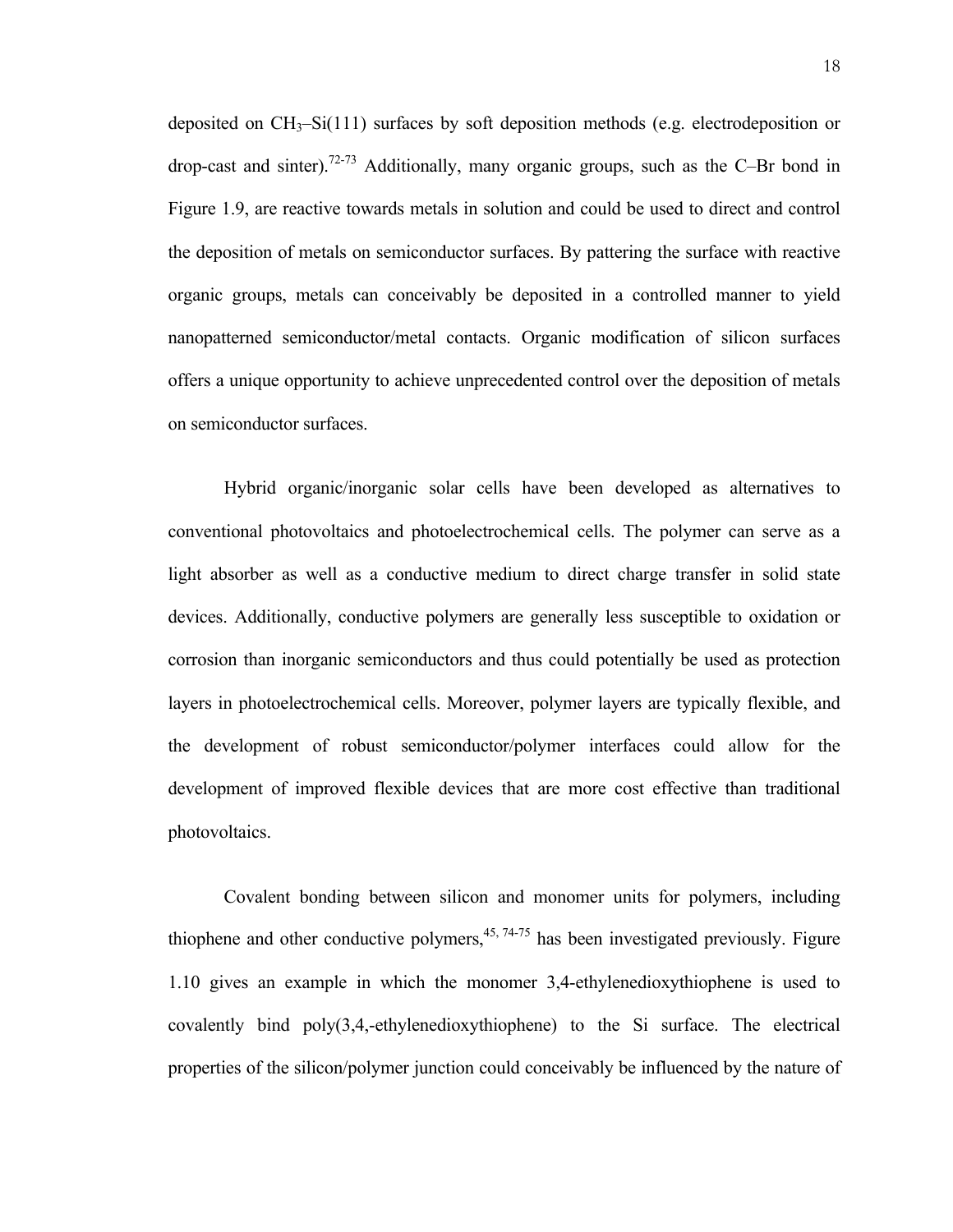deposited on $CH_3$–Si(111) surfaces by soft deposition methods (e.g. electrodeposition or drop-cast and sinter).[72-73] Additionally, many organic groups, such as the C–Br bond in Figure 1.9, are reactive towards metals in solution and could be used to direct and control the deposition of metals on semiconductor surfaces. By pattering the surface with reactive organic groups, metals can conceivably be deposited in a controlled manner to yield nanopatterned semiconductor/metal contacts. Organic modification of silicon surfaces offers a unique opportunity to achieve unprecedented control over the deposition of metals on semiconductor surfaces.

Hybrid organic/inorganic solar cells have been developed as alternatives to conventional photovoltaics and photoelectrochemical cells. The polymer can serve as a light absorber as well as a conductive medium to direct charge transfer in solid state devices. Additionally, conductive polymers are generally less susceptible to oxidation or corrosion than inorganic semiconductors and thus could potentially be used as protection layers in photoelectrochemical cells. Moreover, polymer layers are typically flexible, and the development of robust semiconductor/polymer interfaces could allow for the development of improved flexible devices that are more cost effective than traditional photovoltaics.

Covalent bonding between silicon and monomer units for polymers, including thiophene and other conductive polymers,[45, 74-75] has been investigated previously. Figure 1.10 gives an example in which the monomer 3,4-ethylenedioxythiophene is used to covalently bind poly(3,4,-ethylenedioxythiophene) to the Si surface. The electrical properties of the silicon/polymer junction could conceivably be influenced by the nature of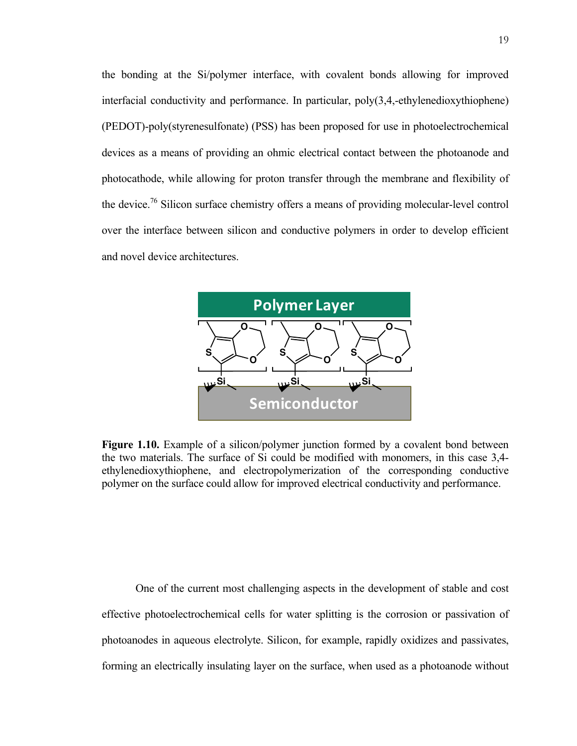the bonding at the Si/polymer interface, with covalent bonds allowing for improved interfacial conductivity and performance. In particular, poly(3,4,-ethylenedioxythiophene) (PEDOT)-poly(styrenesulfonate) (PSS) has been proposed for use in photoelectrochemical devices as a means of providing an ohmic electrical contact between the photoanode and photocathode, while allowing for proton transfer through the membrane and flexibility of the device.[76] Silicon surface chemistry offers a means of providing molecular-level control over the interface between silicon and conductive polymers in order to develop efficient and novel device architectures.

**Figure 1.10.** Example of a silicon/polymer junction formed by a covalent bond between the two materials. The surface of Si could be modified with monomers, in this case 3,4-ethylenedioxythiophene, and electropolymerization of the corresponding conductive polymer on the surface could allow for improved electrical conductivity and performance.

One of the current most challenging aspects in the development of stable and cost effective photoelectrochemical cells for water splitting is the corrosion or passivation of photoanodes in aqueous electrolyte. Silicon, for example, rapidly oxidizes and passivates, forming an electrically insulating layer on the surface, when used as a photoanode without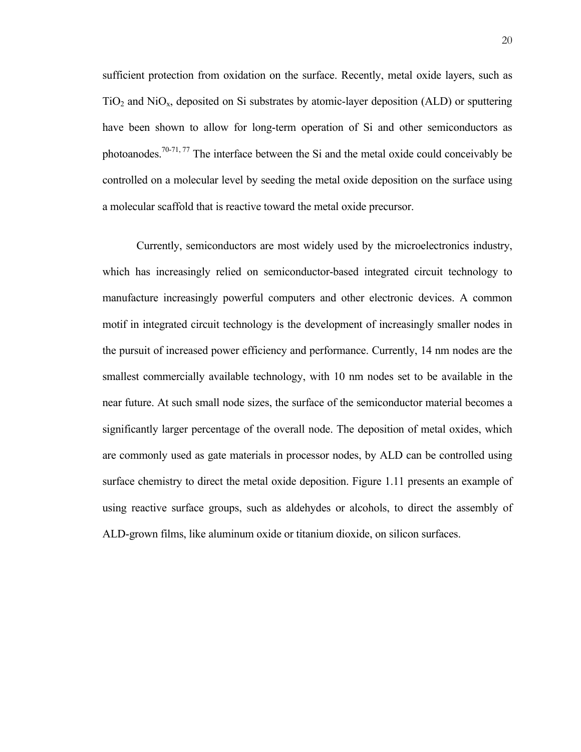sufficient protection from oxidation on the surface. Recently, metal oxide layers, such as $TiO_2$ and $NiO_x$, deposited on Si substrates by atomic-layer deposition (ALD) or sputtering have been shown to allow for long-term operation of Si and other semiconductors as photoanodes.[70-71, 77] The interface between the Si and the metal oxide could conceivably be controlled on a molecular level by seeding the metal oxide deposition on the surface using a molecular scaffold that is reactive toward the metal oxide precursor.

Currently, semiconductors are most widely used by the microelectronics industry, which has increasingly relied on semiconductor-based integrated circuit technology to manufacture increasingly powerful computers and other electronic devices. A common motif in integrated circuit technology is the development of increasingly smaller nodes in the pursuit of increased power efficiency and performance. Currently, 14 nm nodes are the smallest commercially available technology, with 10 nm nodes set to be available in the near future. At such small node sizes, the surface of the semiconductor material becomes a significantly larger percentage of the overall node. The deposition of metal oxides, which are commonly used as gate materials in processor nodes, by ALD can be controlled using surface chemistry to direct the metal oxide deposition. Figure 1.11 presents an example of using reactive surface groups, such as aldehydes or alcohols, to direct the assembly of ALD-grown films, like aluminum oxide or titanium dioxide, on silicon surfaces.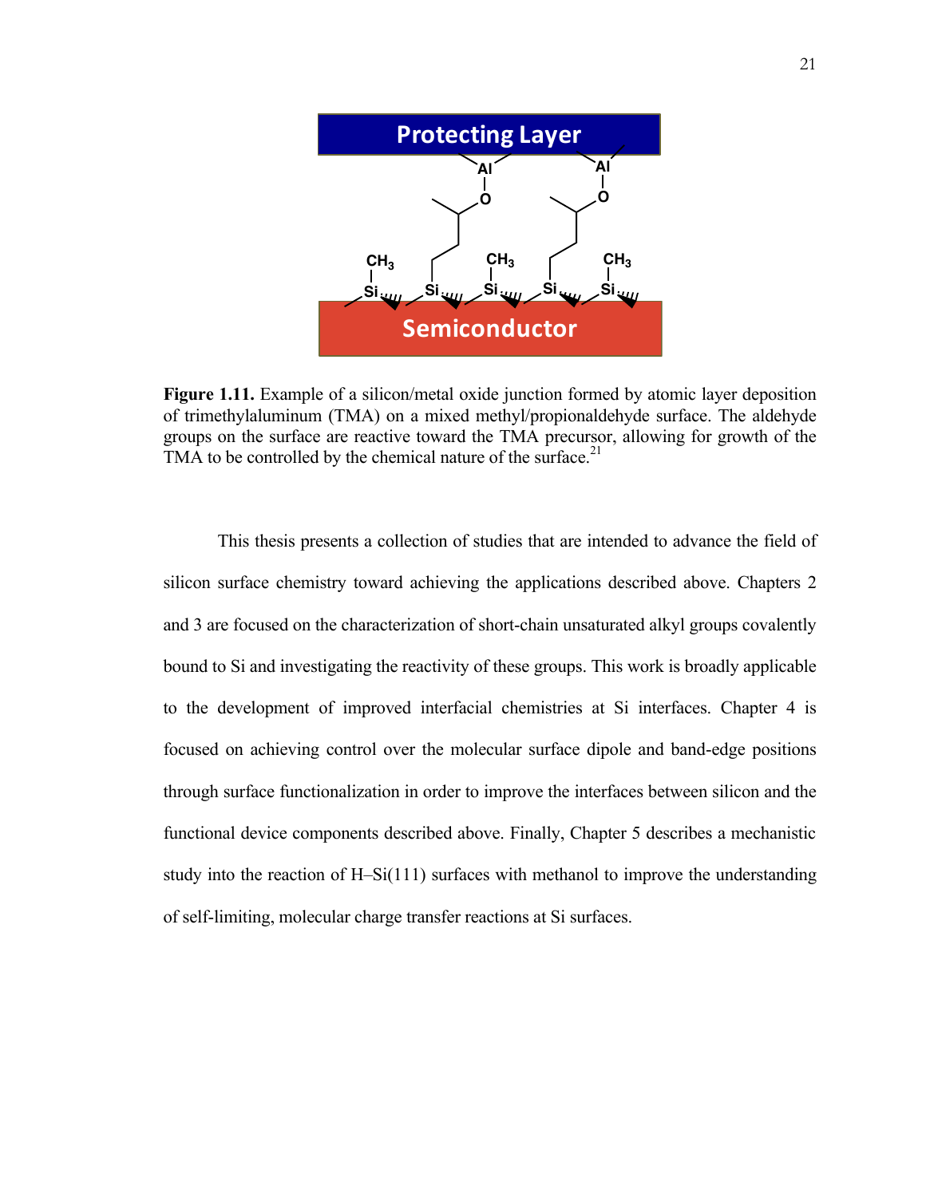**Figure 1.11.** Example of a silicon/metal oxide junction formed by atomic layer deposition of trimethylaluminum (TMA) on a mixed methyl/propionaldehyde surface. The aldehyde groups on the surface are reactive toward the TMA precursor, allowing for growth of the TMA to be controlled by the chemical nature of the surface.[21]

This thesis presents a collection of studies that are intended to advance the field of silicon surface chemistry toward achieving the applications described above. Chapters 2 and 3 are focused on the characterization of short-chain unsaturated alkyl groups covalently bound to Si and investigating the reactivity of these groups. This work is broadly applicable to the development of improved interfacial chemistries at Si interfaces. Chapter 4 is focused on achieving control over the molecular surface dipole and band-edge positions through surface functionalization in order to improve the interfaces between silicon and the functional device components described above. Finally, Chapter 5 describes a mechanistic study into the reaction of H–Si(111) surfaces with methanol to improve the understanding of self-limiting, molecular charge transfer reactions at Si surfaces.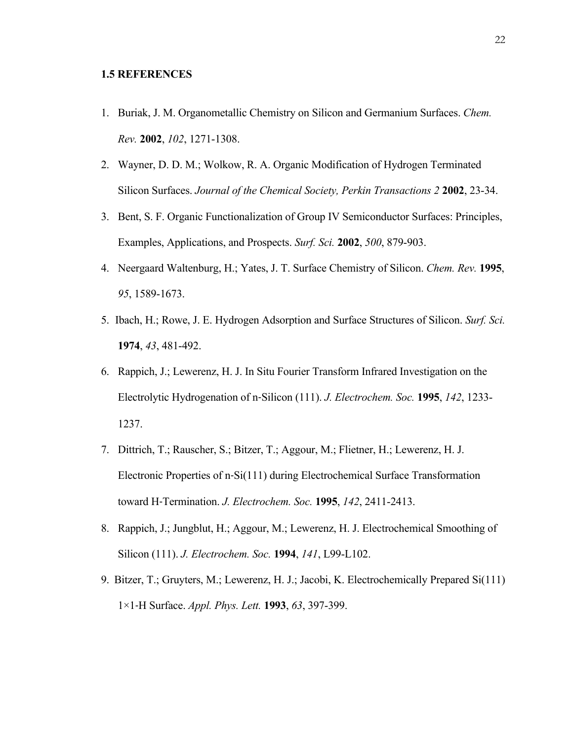## 1.5 REFERENCES

1. Buriak, J. M. Organometallic Chemistry on Silicon and Germanium Surfaces. *Chem. Rev.* **2002**, *102*, 1271-1308.
2. Wayner, D. D. M.; Wolkow, R. A. Organic Modification of Hydrogen Terminated Silicon Surfaces. *Journal of the Chemical Society, Perkin Transactions 2* **2002**, 23-34.
3. Bent, S. F. Organic Functionalization of Group IV Semiconductor Surfaces: Principles, Examples, Applications, and Prospects. *Surf. Sci.* **2002**, *500*, 879-903.
4. Neergaard Waltenburg, H.; Yates, J. T. Surface Chemistry of Silicon. *Chem. Rev.* **1995**, *95*, 1589-1673.
5. Ibach, H.; Rowe, J. E. Hydrogen Adsorption and Surface Structures of Silicon. *Surf. Sci.* **1974**, *43*, 481-492.
6. Rappich, J.; Lewerenz, H. J. In Situ Fourier Transform Infrared Investigation on the Electrolytic Hydrogenation of n-Silicon (111). *J. Electrochem. Soc.* **1995**, *142*, 1233-1237.
7. Dittrich, T.; Rauscher, S.; Bitzer, T.; Aggour, M.; Flietner, H.; Lewerenz, H. J. Electronic Properties of n-Si(111) during Electrochemical Surface Transformation toward H-Termination. *J. Electrochem. Soc.* **1995**, *142*, 2411-2413.
8. Rappich, J.; Jungblut, H.; Aggour, M.; Lewerenz, H. J. Electrochemical Smoothing of Silicon (111). *J. Electrochem. Soc.* **1994**, *141*, L99-L102.
9. Bitzer, T.; Gruyters, M.; Lewerenz, H. J.; Jacobi, K. Electrochemically Prepared Si(111) 1×1-H Surface. *Appl. Phys. Lett.* **1993**, *63*, 397-399.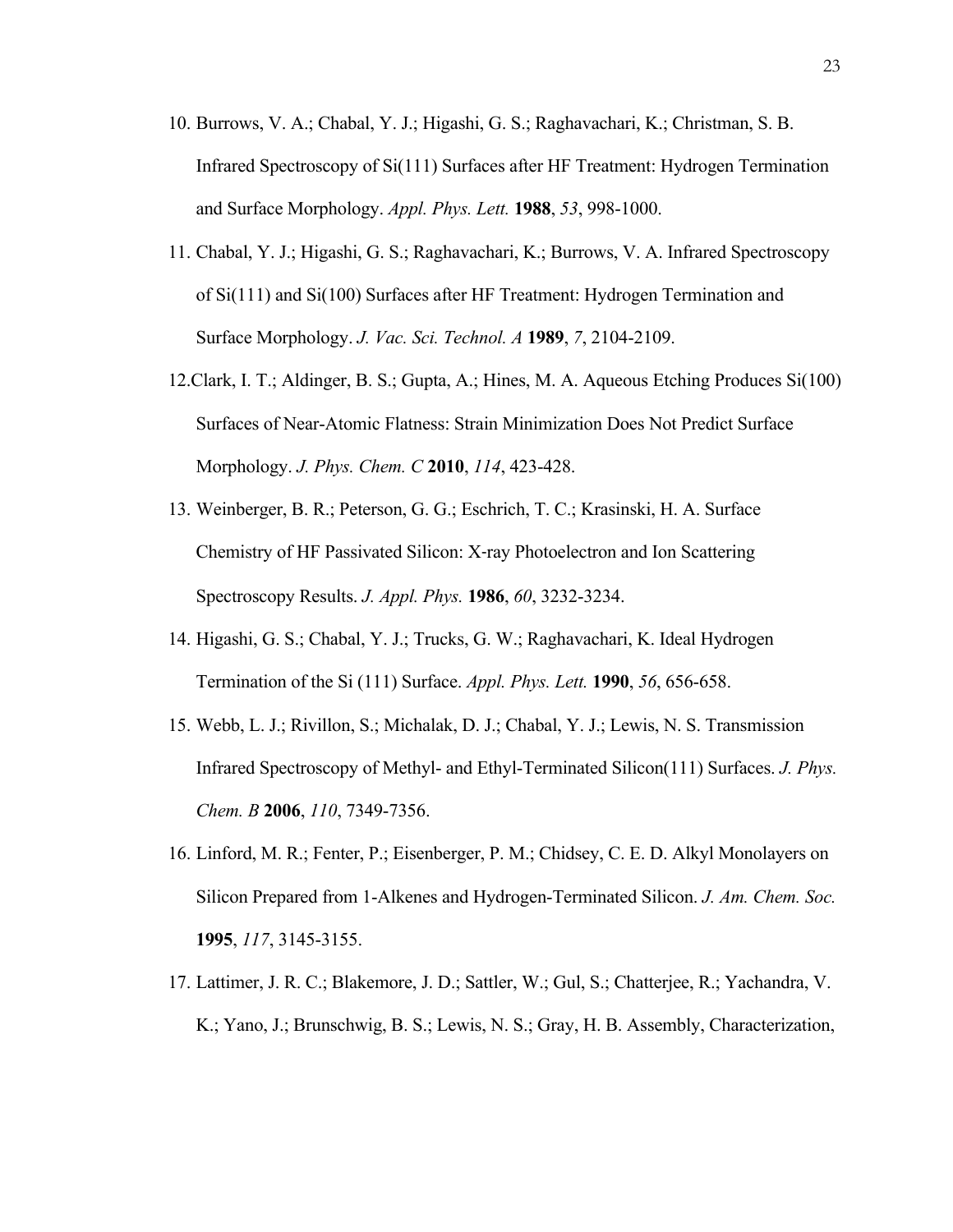10. Burrows, V. A.; Chabal, Y. J.; Higashi, G. S.; Raghavachari, K.; Christman, S. B. Infrared Spectroscopy of Si(111) Surfaces after HF Treatment: Hydrogen Termination and Surface Morphology. *Appl. Phys. Lett.* **1988**, *53*, 998-1000.
11. Chabal, Y. J.; Higashi, G. S.; Raghavachari, K.; Burrows, V. A. Infrared Spectroscopy of Si(111) and Si(100) Surfaces after HF Treatment: Hydrogen Termination and Surface Morphology. *J. Vac. Sci. Technol. A* **1989**, *7*, 2104-2109.
12. Clark, I. T.; Aldinger, B. S.; Gupta, A.; Hines, M. A. Aqueous Etching Produces Si(100) Surfaces of Near-Atomic Flatness: Strain Minimization Does Not Predict Surface Morphology. *J. Phys. Chem. C* **2010**, *114*, 423-428.
13. Weinberger, B. R.; Peterson, G. G.; Eschrich, T. C.; Krasinski, H. A. Surface Chemistry of HF Passivated Silicon: X-ray Photoelectron and Ion Scattering Spectroscopy Results. *J. Appl. Phys.* **1986**, *60*, 3232-3234.
14. Higashi, G. S.; Chabal, Y. J.; Trucks, G. W.; Raghavachari, K. Ideal Hydrogen Termination of the Si (111) Surface. *Appl. Phys. Lett.* **1990**, *56*, 656-658.
15. Webb, L. J.; Rivillon, S.; Michalak, D. J.; Chabal, Y. J.; Lewis, N. S. Transmission Infrared Spectroscopy of Methyl- and Ethyl-Terminated Silicon(111) Surfaces. *J. Phys. Chem. B* **2006**, *110*, 7349-7356.
16. Linford, M. R.; Fenter, P.; Eisenberger, P. M.; Chidsey, C. E. D. Alkyl Monolayers on Silicon Prepared from 1-Alkenes and Hydrogen-Terminated Silicon. *J. Am. Chem. Soc.* **1995**, *117*, 3145-3155.
17. Lattimer, J. R. C.; Blakemore, J. D.; Sattler, W.; Gul, S.; Chatterjee, R.; Yachandra, V. K.; Yano, J.; Brunschwig, B. S.; Lewis, N. S.; Gray, H. B. Assembly, Characterization,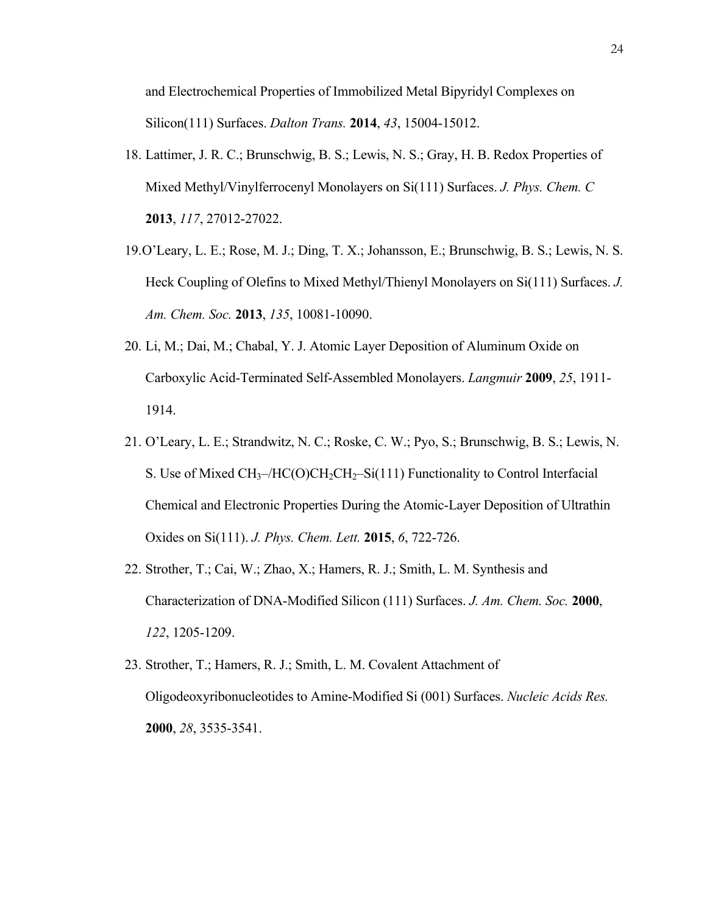and Electrochemical Properties of Immobilized Metal Bipyridyl Complexes on Silicon(111) Surfaces. *Dalton Trans.* **2014**, *43*, 15004-15012.

18. Lattimer, J. R. C.; Brunschwig, B. S.; Lewis, N. S.; Gray, H. B. Redox Properties of Mixed Methyl/Vinylferrocenyl Monolayers on Si(111) Surfaces. *J. Phys. Chem. C* **2013**, *117*, 27012-27022.

19. O'Leary, L. E.; Rose, M. J.; Ding, T. X.; Johansson, E.; Brunschwig, B. S.; Lewis, N. S. Heck Coupling of Olefins to Mixed Methyl/Thienyl Monolayers on Si(111) Surfaces. *J. Am. Chem. Soc.* **2013**, *135*, 10081-10090.

20. Li, M.; Dai, M.; Chabal, Y. J. Atomic Layer Deposition of Aluminum Oxide on Carboxylic Acid-Terminated Self-Assembled Monolayers. *Langmuir* **2009**, *25*, 1911-1914.

21. O'Leary, L. E.; Strandwitz, N. C.; Roske, C. W.; Pyo, S.; Brunschwig, B. S.; Lewis, N. S. Use of Mixed $CH_3$–/$HC(O)CH_2CH_2$–Si(111) Functionality to Control Interfacial Chemical and Electronic Properties During the Atomic-Layer Deposition of Ultrathin Oxides on Si(111). *J. Phys. Chem. Lett.* **2015**, *6*, 722-726.

22. Strother, T.; Cai, W.; Zhao, X.; Hamers, R. J.; Smith, L. M. Synthesis and Characterization of DNA-Modified Silicon (111) Surfaces. *J. Am. Chem. Soc.* **2000**, *122*, 1205-1209.

23. Strother, T.; Hamers, R. J.; Smith, L. M. Covalent Attachment of Oligodeoxyribonucleotides to Amine-Modified Si (001) Surfaces. *Nucleic Acids Res.* **2000**, *28*, 3535-3541.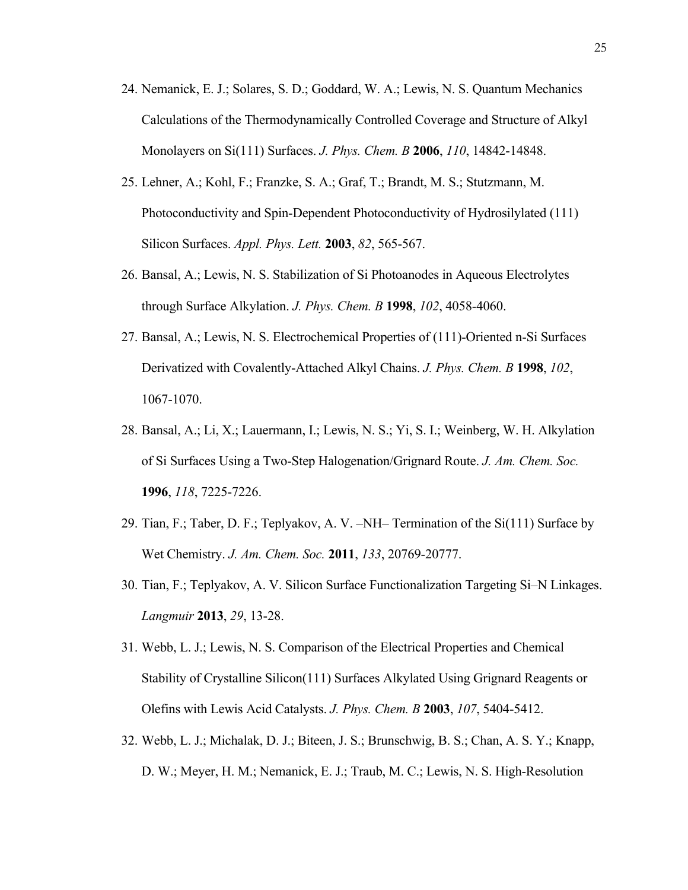24. Nemanick, E. J.; Solares, S. D.; Goddard, W. A.; Lewis, N. S. Quantum Mechanics Calculations of the Thermodynamically Controlled Coverage and Structure of Alkyl Monolayers on Si(111) Surfaces. *J. Phys. Chem. B* **2006**, *110*, 14842-14848.

25. Lehner, A.; Kohl, F.; Franzke, S. A.; Graf, T.; Brandt, M. S.; Stutzmann, M. Photoconductivity and Spin-Dependent Photoconductivity of Hydrosilylated (111) Silicon Surfaces. *Appl. Phys. Lett.* **2003**, *82*, 565-567.

26. Bansal, A.; Lewis, N. S. Stabilization of Si Photoanodes in Aqueous Electrolytes through Surface Alkylation. *J. Phys. Chem. B* **1998**, *102*, 4058-4060.

27. Bansal, A.; Lewis, N. S. Electrochemical Properties of (111)-Oriented n-Si Surfaces Derivatized with Covalently-Attached Alkyl Chains. *J. Phys. Chem. B* **1998**, *102*, 1067-1070.

28. Bansal, A.; Li, X.; Lauermann, I.; Lewis, N. S.; Yi, S. I.; Weinberg, W. H. Alkylation of Si Surfaces Using a Two-Step Halogenation/Grignard Route. *J. Am. Chem. Soc.* **1996**, *118*, 7225-7226.

29. Tian, F.; Taber, D. F.; Teplyakov, A. V. –NH– Termination of the Si(111) Surface by Wet Chemistry. *J. Am. Chem. Soc.* **2011**, *133*, 20769-20777.

30. Tian, F.; Teplyakov, A. V. Silicon Surface Functionalization Targeting Si–N Linkages. *Langmuir* **2013**, *29*, 13-28.

31. Webb, L. J.; Lewis, N. S. Comparison of the Electrical Properties and Chemical Stability of Crystalline Silicon(111) Surfaces Alkylated Using Grignard Reagents or Olefins with Lewis Acid Catalysts. *J. Phys. Chem. B* **2003**, *107*, 5404-5412.

32. Webb, L. J.; Michalak, D. J.; Biteen, J. S.; Brunschwig, B. S.; Chan, A. S. Y.; Knapp, D. W.; Meyer, H. M.; Nemanick, E. J.; Traub, M. C.; Lewis, N. S. High-Resolution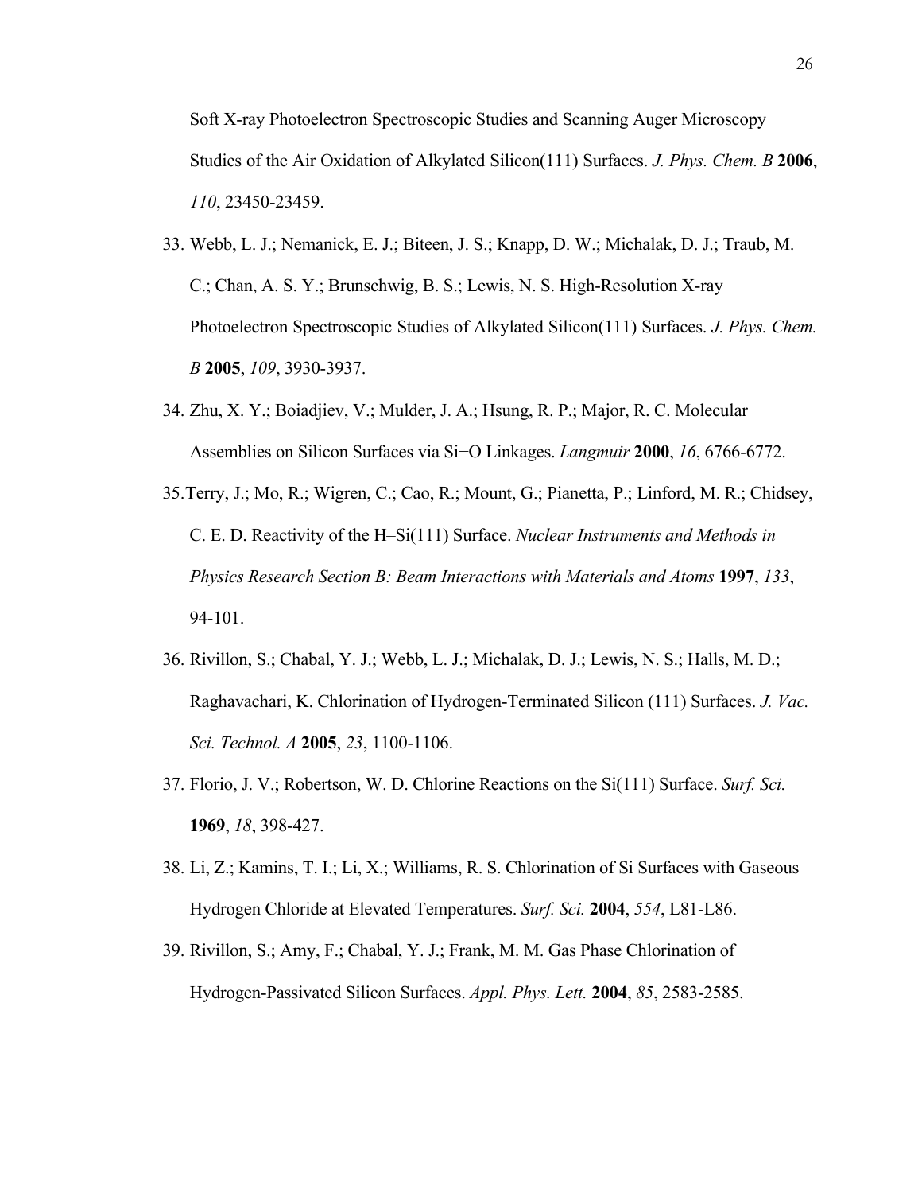Soft X-ray Photoelectron Spectroscopic Studies and Scanning Auger Microscopy Studies of the Air Oxidation of Alkylated Silicon(111) Surfaces. *J. Phys. Chem. B* **2006**, *110*, 23450-23459.

33. Webb, L. J.; Nemanick, E. J.; Biteen, J. S.; Knapp, D. W.; Michalak, D. J.; Traub, M. C.; Chan, A. S. Y.; Brunschwig, B. S.; Lewis, N. S. High-Resolution X-ray Photoelectron Spectroscopic Studies of Alkylated Silicon(111) Surfaces. *J. Phys. Chem. B* **2005**, *109*, 3930-3937.

34. Zhu, X. Y.; Boiadjiev, V.; Mulder, J. A.; Hsung, R. P.; Major, R. C. Molecular Assemblies on Silicon Surfaces via Si−O Linkages. *Langmuir* **2000**, *16*, 6766-6772.

35. Terry, J.; Mo, R.; Wigren, C.; Cao, R.; Mount, G.; Pianetta, P.; Linford, M. R.; Chidsey, C. E. D. Reactivity of the H–Si(111) Surface. *Nuclear Instruments and Methods in Physics Research Section B: Beam Interactions with Materials and Atoms* **1997**, *133*, 94-101.

36. Rivillon, S.; Chabal, Y. J.; Webb, L. J.; Michalak, D. J.; Lewis, N. S.; Halls, M. D.; Raghavachari, K. Chlorination of Hydrogen-Terminated Silicon (111) Surfaces. *J. Vac. Sci. Technol. A* **2005**, *23*, 1100-1106.

37. Florio, J. V.; Robertson, W. D. Chlorine Reactions on the Si(111) Surface. *Surf. Sci.* **1969**, *18*, 398-427.

38. Li, Z.; Kamins, T. I.; Li, X.; Williams, R. S. Chlorination of Si Surfaces with Gaseous Hydrogen Chloride at Elevated Temperatures. *Surf. Sci.* **2004**, *554*, L81-L86.

39. Rivillon, S.; Amy, F.; Chabal, Y. J.; Frank, M. M. Gas Phase Chlorination of Hydrogen-Passivated Silicon Surfaces. *Appl. Phys. Lett.* **2004**, *85*, 2583-2585.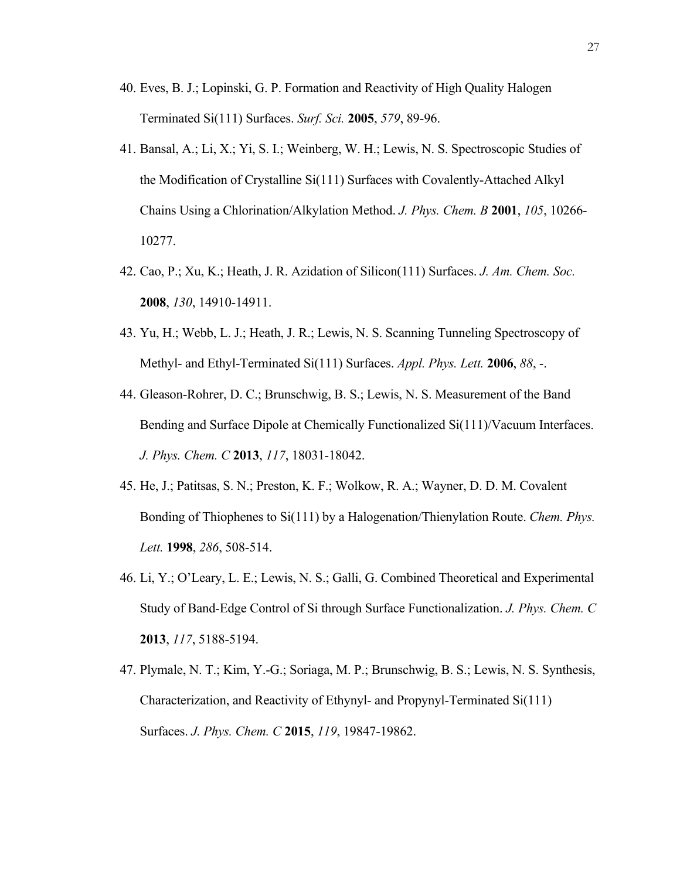40. Eves, B. J.; Lopinski, G. P. Formation and Reactivity of High Quality Halogen Terminated Si(111) Surfaces. *Surf. Sci.* **2005**, *579*, 89-96.
41. Bansal, A.; Li, X.; Yi, S. I.; Weinberg, W. H.; Lewis, N. S. Spectroscopic Studies of the Modification of Crystalline Si(111) Surfaces with Covalently-Attached Alkyl Chains Using a Chlorination/Alkylation Method. *J. Phys. Chem. B* **2001**, *105*, 10266-10277.
42. Cao, P.; Xu, K.; Heath, J. R. Azidation of Silicon(111) Surfaces. *J. Am. Chem. Soc.* **2008**, *130*, 14910-14911.
43. Yu, H.; Webb, L. J.; Heath, J. R.; Lewis, N. S. Scanning Tunneling Spectroscopy of Methyl- and Ethyl-Terminated Si(111) Surfaces. *Appl. Phys. Lett.* **2006**, *88*, -.
44. Gleason-Rohrer, D. C.; Brunschwig, B. S.; Lewis, N. S. Measurement of the Band Bending and Surface Dipole at Chemically Functionalized Si(111)/Vacuum Interfaces. *J. Phys. Chem. C* **2013**, *117*, 18031-18042.
45. He, J.; Patitsas, S. N.; Preston, K. F.; Wolkow, R. A.; Wayner, D. D. M. Covalent Bonding of Thiophenes to Si(111) by a Halogenation/Thienylation Route. *Chem. Phys. Lett.* **1998**, *286*, 508-514.
46. Li, Y.; O'Leary, L. E.; Lewis, N. S.; Galli, G. Combined Theoretical and Experimental Study of Band-Edge Control of Si through Surface Functionalization. *J. Phys. Chem. C* **2013**, *117*, 5188-5194.
47. Plymale, N. T.; Kim, Y.-G.; Soriaga, M. P.; Brunschwig, B. S.; Lewis, N. S. Synthesis, Characterization, and Reactivity of Ethynyl- and Propynyl-Terminated Si(111) Surfaces. *J. Phys. Chem. C* **2015**, *119*, 19847-19862.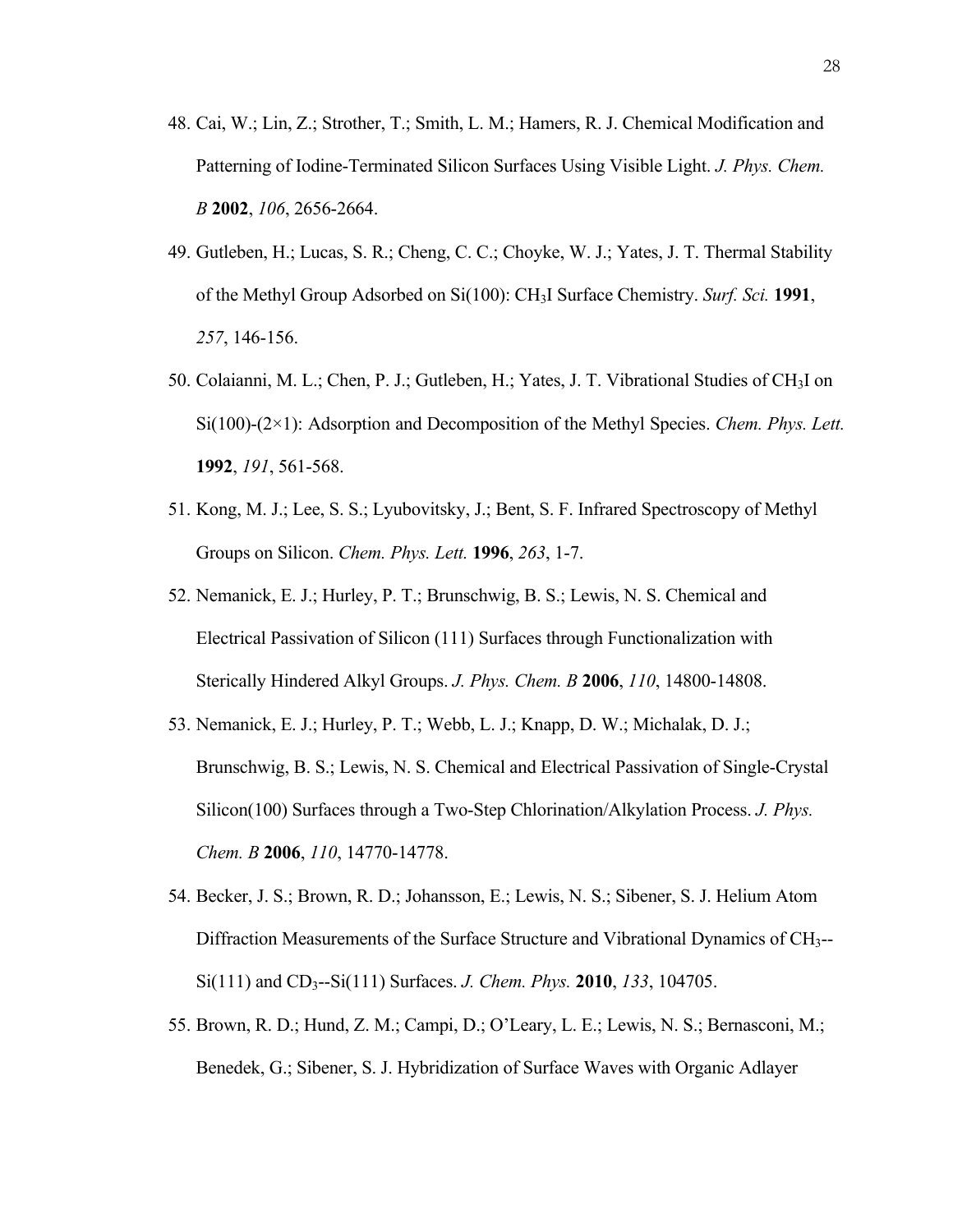48. Cai, W.; Lin, Z.; Strother, T.; Smith, L. M.; Hamers, R. J. Chemical Modification and Patterning of Iodine-Terminated Silicon Surfaces Using Visible Light. *J. Phys. Chem. B* **2002**, *106*, 2656-2664.

49. Gutleben, H.; Lucas, S. R.; Cheng, C. C.; Choyke, W. J.; Yates, J. T. Thermal Stability of the Methyl Group Adsorbed on Si(100): $CH_3I$ Surface Chemistry. *Surf. Sci.* **1991**, *257*, 146-156.

50. Colaianni, M. L.; Chen, P. J.; Gutleben, H.; Yates, J. T. Vibrational Studies of $CH_3I$ on Si(100)-(2×1): Adsorption and Decomposition of the Methyl Species. *Chem. Phys. Lett.* **1992**, *191*, 561-568.

51. Kong, M. J.; Lee, S. S.; Lyubovitsky, J.; Bent, S. F. Infrared Spectroscopy of Methyl Groups on Silicon. *Chem. Phys. Lett.* **1996**, *263*, 1-7.

52. Nemanick, E. J.; Hurley, P. T.; Brunschwig, B. S.; Lewis, N. S. Chemical and Electrical Passivation of Silicon (111) Surfaces through Functionalization with Sterically Hindered Alkyl Groups. *J. Phys. Chem. B* **2006**, *110*, 14800-14808.

53. Nemanick, E. J.; Hurley, P. T.; Webb, L. J.; Knapp, D. W.; Michalak, D. J.; Brunschwig, B. S.; Lewis, N. S. Chemical and Electrical Passivation of Single-Crystal Silicon(100) Surfaces through a Two-Step Chlorination/Alkylation Process. *J. Phys. Chem. B* **2006**, *110*, 14770-14778.

54. Becker, J. S.; Brown, R. D.; Johansson, E.; Lewis, N. S.; Sibener, S. J. Helium Atom Diffraction Measurements of the Surface Structure and Vibrational Dynamics of $CH_3$--Si(111) and $CD_3$--Si(111) Surfaces. *J. Chem. Phys.* **2010**, *133*, 104705.

55. Brown, R. D.; Hund, Z. M.; Campi, D.; O'Leary, L. E.; Lewis, N. S.; Bernasconi, M.; Benedek, G.; Sibener, S. J. Hybridization of Surface Waves with Organic Adlayer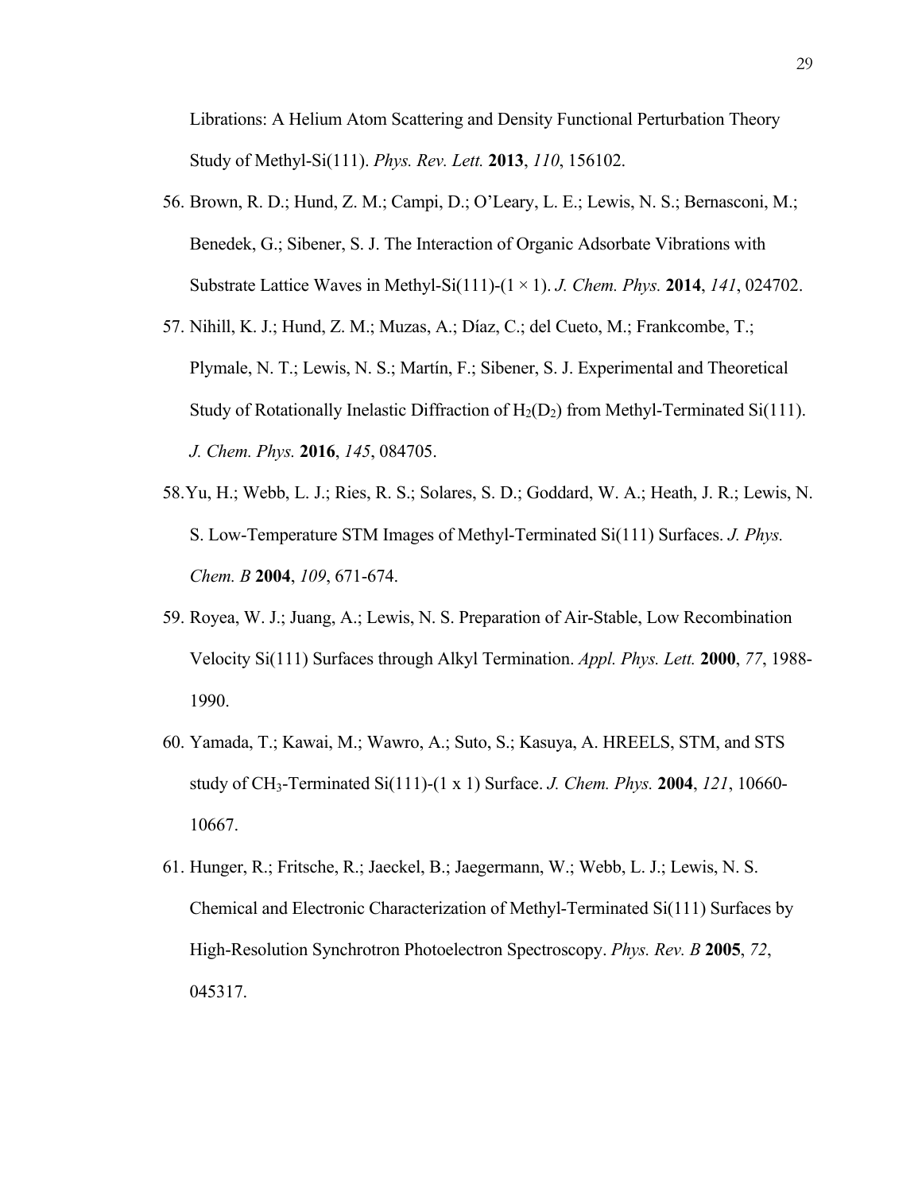Librations: A Helium Atom Scattering and Density Functional Perturbation Theory Study of Methyl-Si(111). *Phys. Rev. Lett.* **2013**, *110*, 156102.

56. Brown, R. D.; Hund, Z. M.; Campi, D.; O'Leary, L. E.; Lewis, N. S.; Bernasconi, M.; Benedek, G.; Sibener, S. J. The Interaction of Organic Adsorbate Vibrations with Substrate Lattice Waves in Methyl-Si(111)-(1 × 1). *J. Chem. Phys.* **2014**, *141*, 024702.
57. Nihill, K. J.; Hund, Z. M.; Muzas, A.; Díaz, C.; del Cueto, M.; Frankcombe, T.; Plymale, N. T.; Lewis, N. S.; Martín, F.; Sibener, S. J. Experimental and Theoretical Study of Rotationally Inelastic Diffraction of $H_2(D_2)$ from Methyl-Terminated Si(111). *J. Chem. Phys.* **2016**, *145*, 084705.
58. Yu, H.; Webb, L. J.; Ries, R. S.; Solares, S. D.; Goddard, W. A.; Heath, J. R.; Lewis, N. S. Low-Temperature STM Images of Methyl-Terminated Si(111) Surfaces. *J. Phys. Chem. B* **2004**, *109*, 671-674.
59. Royea, W. J.; Juang, A.; Lewis, N. S. Preparation of Air-Stable, Low Recombination Velocity Si(111) Surfaces through Alkyl Termination. *Appl. Phys. Lett.* **2000**, *77*, 1988-1990.
60. Yamada, T.; Kawai, M.; Wawro, A.; Suto, S.; Kasuya, A. HREELS, STM, and STS study of $CH_3$-Terminated Si(111)-(1 x 1) Surface. *J. Chem. Phys.* **2004**, *121*, 10660-10667.
61. Hunger, R.; Fritsche, R.; Jaeckel, B.; Jaegermann, W.; Webb, L. J.; Lewis, N. S. Chemical and Electronic Characterization of Methyl-Terminated Si(111) Surfaces by High-Resolution Synchrotron Photoelectron Spectroscopy. *Phys. Rev. B* **2005**, *72*, 045317.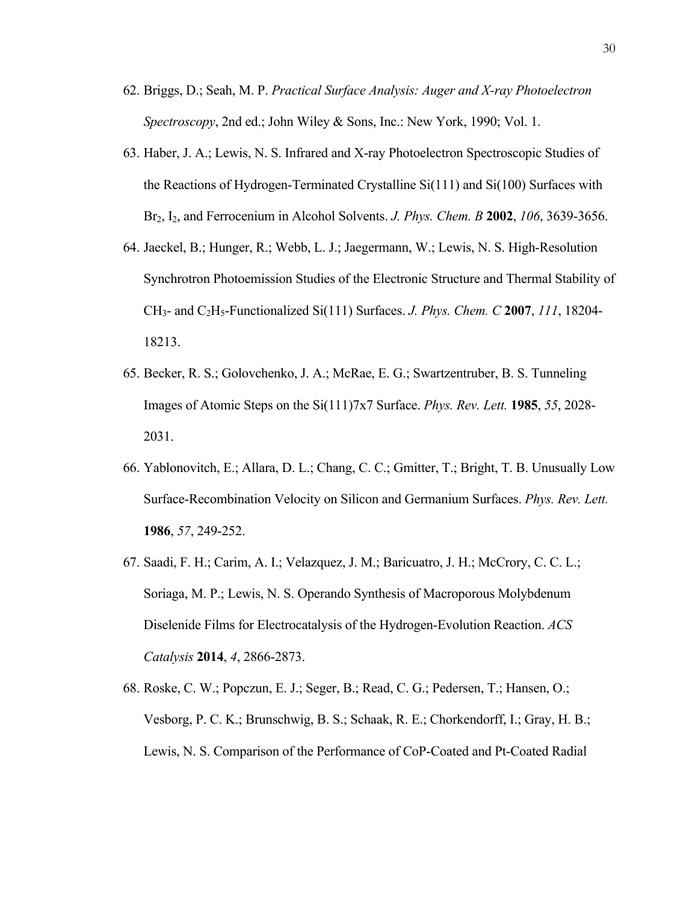62. Briggs, D.; Seah, M. P. *Practical Surface Analysis: Auger and X-ray Photoelectron Spectroscopy*, 2nd ed.; John Wiley & Sons, Inc.: New York, 1990; Vol. 1.

63. Haber, J. A.; Lewis, N. S. Infrared and X-ray Photoelectron Spectroscopic Studies of the Reactions of Hydrogen-Terminated Crystalline Si(111) and Si(100) Surfaces with $Br_2$, $I_2$, and Ferrocenium in Alcohol Solvents. *J. Phys. Chem. B* **2002**, *106*, 3639-3656.

64. Jaeckel, B.; Hunger, R.; Webb, L. J.; Jaegermann, W.; Lewis, N. S. High-Resolution Synchrotron Photoemission Studies of the Electronic Structure and Thermal Stability of $CH_3$- and $C_2H_5$-Functionalized Si(111) Surfaces. *J. Phys. Chem. C* **2007**, *111*, 18204-18213.

65. Becker, R. S.; Golovchenko, J. A.; McRae, E. G.; Swartzentruber, B. S. Tunneling Images of Atomic Steps on the Si(111)7x7 Surface. *Phys. Rev. Lett.* **1985**, *55*, 2028-2031.

66. Yablonovitch, E.; Allara, D. L.; Chang, C. C.; Gmitter, T.; Bright, T. B. Unusually Low Surface-Recombination Velocity on Silicon and Germanium Surfaces. *Phys. Rev. Lett.* **1986**, *57*, 249-252.

67. Saadi, F. H.; Carim, A. I.; Velazquez, J. M.; Baricuatro, J. H.; McCrory, C. C. L.; Soriaga, M. P.; Lewis, N. S. Operando Synthesis of Macroporous Molybdenum Diselenide Films for Electrocatalysis of the Hydrogen-Evolution Reaction. *ACS Catalysis* **2014**, *4*, 2866-2873.

68. Roske, C. W.; Popczun, E. J.; Seger, B.; Read, C. G.; Pedersen, T.; Hansen, O.; Vesborg, P. C. K.; Brunschwig, B. S.; Schaak, R. E.; Chorkendorff, I.; Gray, H. B.; Lewis, N. S. Comparison of the Performance of CoP-Coated and Pt-Coated Radial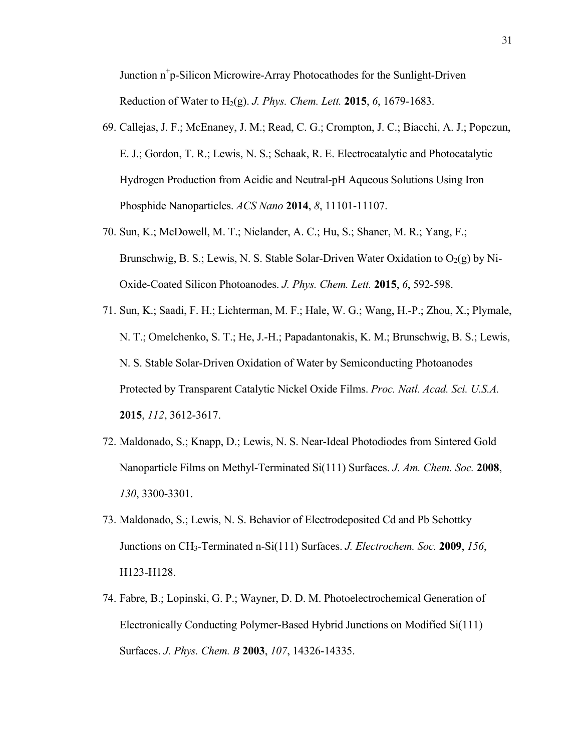Junction $n^+$p-Silicon Microwire-Array Photocathodes for the Sunlight-Driven Reduction of Water to $H_2$(g). *J. Phys. Chem. Lett.* **2015**, *6*, 1679-1683.

69. Callejas, J. F.; McEnaney, J. M.; Read, C. G.; Crompton, J. C.; Biacchi, A. J.; Popczun, E. J.; Gordon, T. R.; Lewis, N. S.; Schaak, R. E. Electrocatalytic and Photocatalytic Hydrogen Production from Acidic and Neutral-pH Aqueous Solutions Using Iron Phosphide Nanoparticles. *ACS Nano* **2014**, *8*, 11101-11107.

70. Sun, K.; McDowell, M. T.; Nielander, A. C.; Hu, S.; Shaner, M. R.; Yang, F.; Brunschwig, B. S.; Lewis, N. S. Stable Solar-Driven Water Oxidation to $O_2$(g) by Ni-Oxide-Coated Silicon Photoanodes. *J. Phys. Chem. Lett.* **2015**, *6*, 592-598.

71. Sun, K.; Saadi, F. H.; Lichterman, M. F.; Hale, W. G.; Wang, H.-P.; Zhou, X.; Plymale, N. T.; Omelchenko, S. T.; He, J.-H.; Papadantonakis, K. M.; Brunschwig, B. S.; Lewis, N. S. Stable Solar-Driven Oxidation of Water by Semiconducting Photoanodes Protected by Transparent Catalytic Nickel Oxide Films. *Proc. Natl. Acad. Sci. U.S.A.* **2015**, *112*, 3612-3617.

72. Maldonado, S.; Knapp, D.; Lewis, N. S. Near-Ideal Photodiodes from Sintered Gold Nanoparticle Films on Methyl-Terminated Si(111) Surfaces. *J. Am. Chem. Soc.* **2008**, *130*, 3300-3301.

73. Maldonado, S.; Lewis, N. S. Behavior of Electrodeposited Cd and Pb Schottky Junctions on $CH_3$-Terminated n-Si(111) Surfaces. *J. Electrochem. Soc.* **2009**, *156*, H123-H128.

74. Fabre, B.; Lopinski, G. P.; Wayner, D. D. M. Photoelectrochemical Generation of Electronically Conducting Polymer-Based Hybrid Junctions on Modified Si(111) Surfaces. *J. Phys. Chem. B* **2003**, *107*, 14326-14335.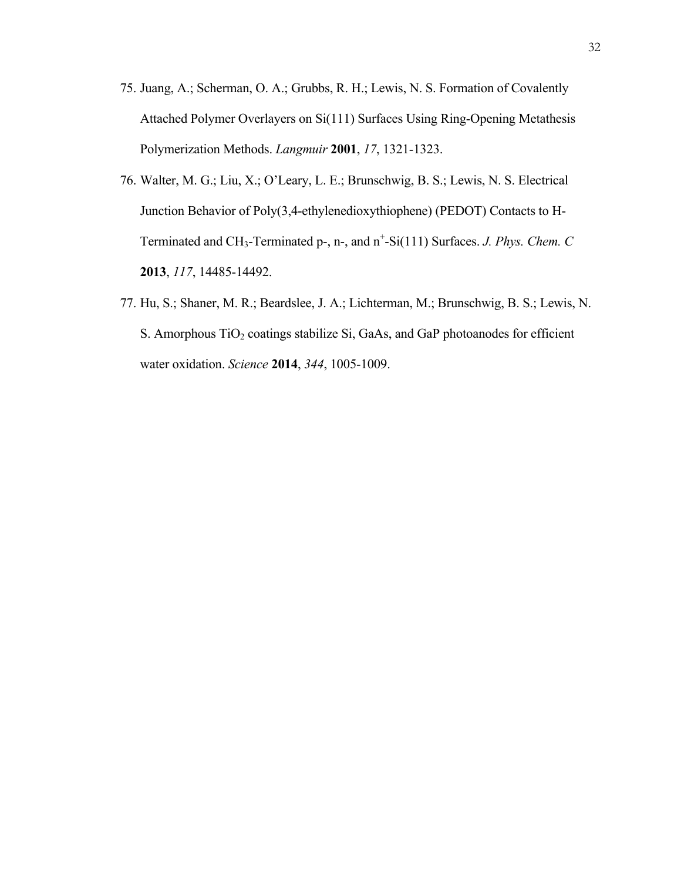75. Juang, A.; Scherman, O. A.; Grubbs, R. H.; Lewis, N. S. Formation of Covalently Attached Polymer Overlayers on Si(111) Surfaces Using Ring-Opening Metathesis Polymerization Methods. *Langmuir* **2001**, *17*, 1321-1323.

76. Walter, M. G.; Liu, X.; O'Leary, L. E.; Brunschwig, B. S.; Lewis, N. S. Electrical Junction Behavior of Poly(3,4-ethylenedioxythiophene) (PEDOT) Contacts to H-Terminated and $CH_3$-Terminated p-, n-, and $n^+$-Si(111) Surfaces. *J. Phys. Chem. C* **2013**, *117*, 14485-14492.

77. Hu, S.; Shaner, M. R.; Beardslee, J. A.; Lichterman, M.; Brunschwig, B. S.; Lewis, N. S. Amorphous $TiO_2$ coatings stabilize Si, GaAs, and GaP photoanodes for efficient water oxidation. *Science* **2014**, *344*, 1005-1009.